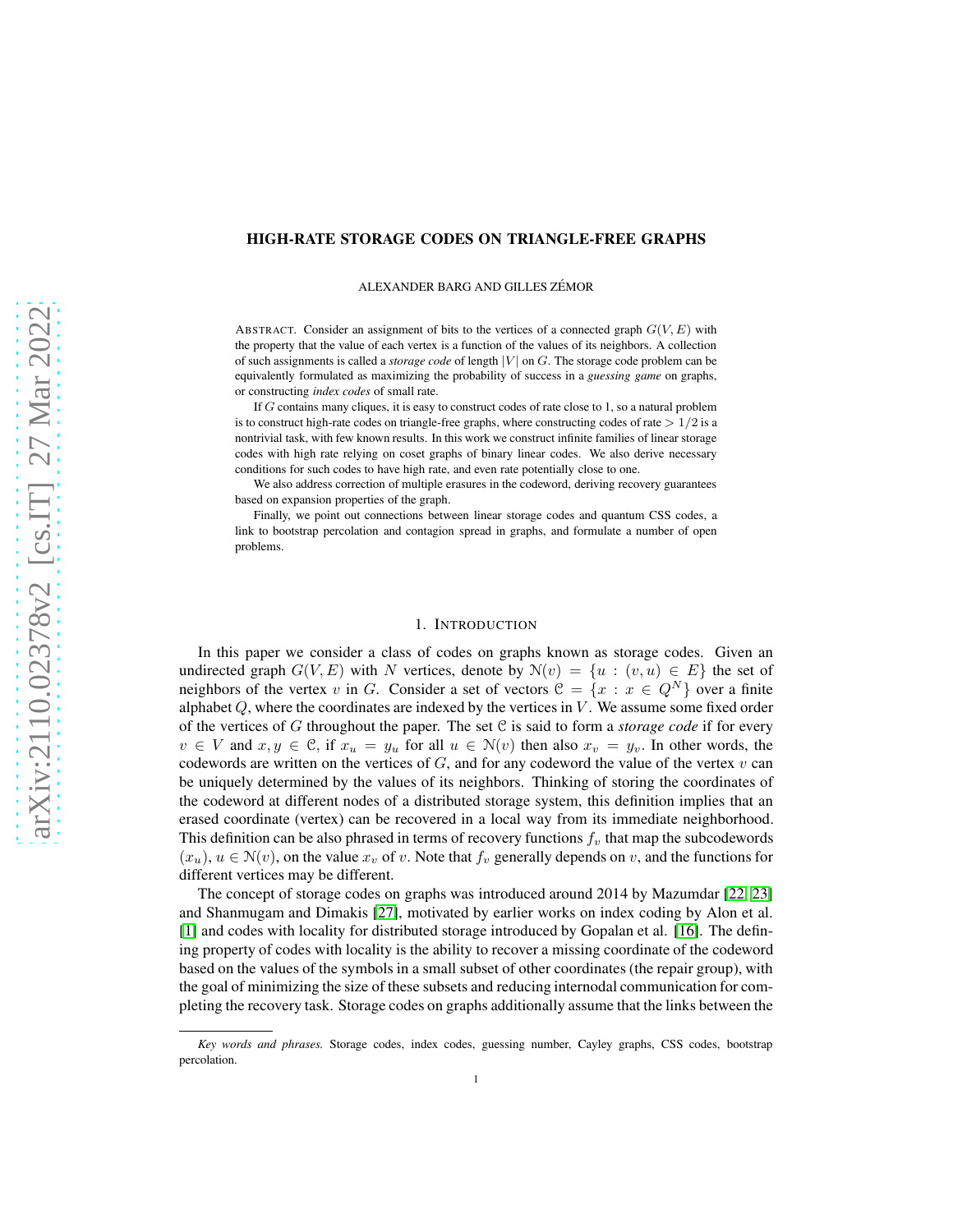# HIGH-RATE STORAGE CODES ON TRIANGLE-FREE GRAPHS

ALEXANDER BARG AND GILLES ZÉMOR

ABSTRACT. Consider an assignment of bits to the vertices of a connected graph $G(V,E)$ with the property that the value of each vertex is a function of the values of its neighbors. A collection of such assignments is called a *storage code* of length $|V|$ on $G$. The storage code problem can be equivalently formulated as maximizing the probability of success in a *guessing game* on graphs, or constructing *index codes* of small rate.

If $G$ contains many cliques, it is easy to construct codes of rate close to 1, so a natural problem is to construct high-rate codes on triangle-free graphs, where constructing codes of rate $> 1/2$ is a nontrivial task, with few known results. In this work we construct infinite families of linear storage codes with high rate relying on coset graphs of binary linear codes. We also derive necessary conditions for such codes to have high rate, and even rate potentially close to one.

We also address correction of multiple erasures in the codeword, deriving recovery guarantees based on expansion properties of the graph.

Finally, we point out connections between linear storage codes and quantum CSS codes, a link to bootstrap percolation and contagion spread in graphs, and formulate a number of open problems.

## 1. INTRODUCTION

In this paper we consider a class of codes on graphs known as storage codes. Given an undirected graph $G(V,E)$ with $N$ vertices, denote by $\mathcal{N}(v) = \{u : (v,u) \in E\}$ the set of neighbors of the vertex $v$ in $G$. Consider a set of vectors $\mathcal{C} = \{x : x \in Q^N\}$ over a finite alphabet $Q$, where the coordinates are indexed by the vertices in $V$. We assume some fixed order of the vertices of $G$ throughout the paper. The set $\mathcal{C}$ is said to form a *storage code* if for every $v \in V$ and $x, y \in \mathcal{C}$, if $x_u = y_u$ for all $u \in \mathcal{N}(v)$ then also $x_v = y_v$. In other words, the codewords are written on the vertices of $G$, and for any codeword the value of the vertex $v$ can be uniquely determined by the values of its neighbors. Thinking of storing the coordinates of the codeword at different nodes of a distributed storage system, this definition implies that an erased coordinate (vertex) can be recovered in a local way from its immediate neighborhood. This definition can be also phrased in terms of recovery functions $f_v$ that map the subcodewords $(x_u)$, $u \in \mathcal{N}(v)$, on the value $x_v$ of $v$. Note that $f_v$ generally depends on $v$, and the functions for different vertices may be different.

The concept of storage codes on graphs was introduced around 2014 by Mazumdar [22, 23] and Shanmugam and Dimakis [27], motivated by earlier works on index coding by Alon et al. [1] and codes with locality for distributed storage introduced by Gopalan et al. [16]. The defining property of codes with locality is the ability to recover a missing coordinate of the codeword based on the values of the symbols in a small subset of other coordinates (the repair group), with the goal of minimizing the size of these subsets and reducing internodal communication for completing the recovery task. Storage codes on graphs additionally assume that the links between the

*Key words and phrases.* Storage codes, index codes, guessing number, Cayley graphs, CSS codes, bootstrap percolation.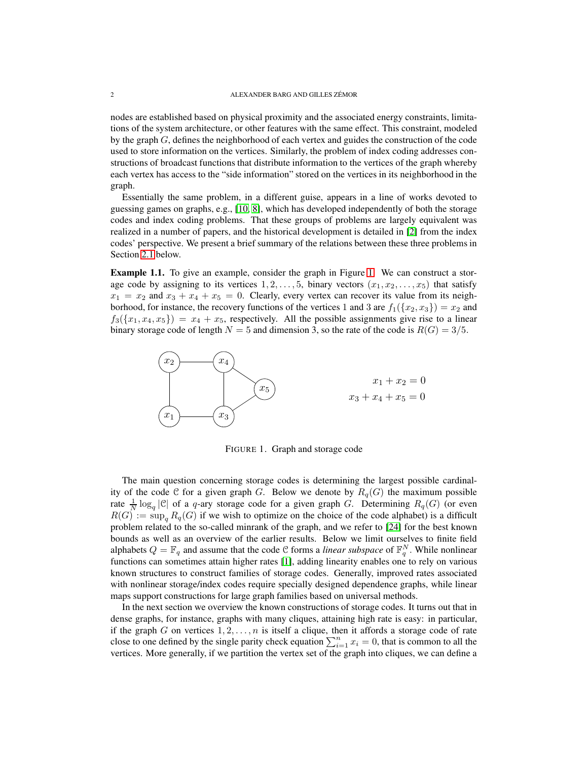nodes are established based on physical proximity and the associated energy constraints, limitations of the system architecture, or other features with the same effect. This constraint, modeled by the graph $G$, defines the neighborhood of each vertex and guides the construction of the code used to store information on the vertices. Similarly, the problem of index coding addresses constructions of broadcast functions that distribute information to the vertices of the graph whereby each vertex has access to the "side information" stored on the vertices in its neighborhood in the graph.

Essentially the same problem, in a different guise, appears in a line of works devoted to guessing games on graphs, e.g., [10, 8], which has developed independently of both the storage codes and index coding problems. That these groups of problems are largely equivalent was realized in a number of papers, and the historical development is detailed in [2] from the index codes' perspective. We present a brief summary of the relations between these three problems in Section 2.1 below.

**Example 1.1.** To give an example, consider the graph in Figure 1. We can construct a storage code by assigning to its vertices $1, 2, \ldots, 5$, binary vectors $(x_1, x_2, \ldots, x_5)$ that satisfy $x_1 = x_2$ and $x_3 + x_4 + x_5 = 0$. Clearly, every vertex can recover its value from its neighborhood, for instance, the recovery functions of the vertices 1 and 3 are $f_1(\{x_2, x_3\}) = x_2$ and $f_3(\{x_1, x_4, x_5\}) = x_4 + x_5$, respectively. All the possible assignments give rise to a linear binary storage code of length $N = 5$ and dimension 3, so the rate of the code is $R(G) = 3/5$.

$$x_1 + x_2 = 0$$
$$x_3 + x_4 + x_5 = 0$$

FIGURE 1. Graph and storage code

The main question concerning storage codes is determining the largest possible cardinality of the code $\mathcal{C}$ for a given graph $G$. Below we denote by $R_q(G)$ the maximum possible rate $\frac{1}{N}\log_q|\mathcal{C}|$ of a $q$-ary storage code for a given graph $G$. Determining $R_q(G)$ (or even $R(G) := \sup_q R_q(G)$ if we wish to optimize on the choice of the code alphabet) is a difficult problem related to the so-called minrank of the graph, and we refer to [24] for the best known bounds as well as an overview of the earlier results. Below we limit ourselves to finite field alphabets $Q = \mathbb{F}_q$ and assume that the code $\mathcal{C}$ forms a *linear subspace* of $\mathbb{F}_q^N$. While nonlinear functions can sometimes attain higher rates [1], adding linearity enables one to rely on various known structures to construct families of storage codes. Generally, improved rates associated with nonlinear storage/index codes require specially designed dependence graphs, while linear maps support constructions for large graph families based on universal methods.

In the next section we overview the known constructions of storage codes. It turns out that in dense graphs, for instance, graphs with many cliques, attaining high rate is easy: in particular, if the graph $G$ on vertices $1, 2, \ldots, n$ is itself a clique, then it affords a storage code of rate close to one defined by the single parity check equation $\sum_{i=1}^n x_i = 0$, that is common to all the vertices. More generally, if we partition the vertex set of the graph into cliques, we can define a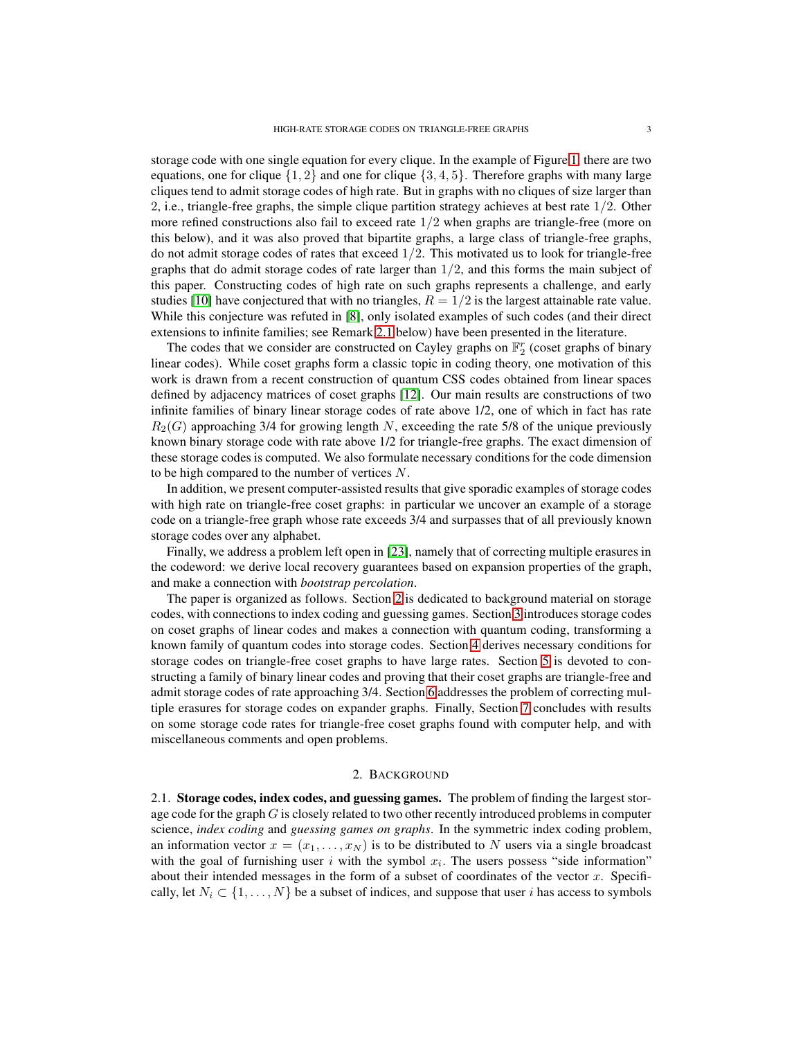storage code with one single equation for every clique. In the example of Figure 1, there are two equations, one for clique $\{1, 2\}$ and one for clique $\{3, 4, 5\}$. Therefore graphs with many large cliques tend to admit storage codes of high rate. But in graphs with no cliques of size larger than 2, i.e., triangle-free graphs, the simple clique partition strategy achieves at best rate $1/2$. Other more refined constructions also fail to exceed rate $1/2$ when graphs are triangle-free (more on this below), and it was also proved that bipartite graphs, a large class of triangle-free graphs, do not admit storage codes of rates that exceed $1/2$. This motivated us to look for triangle-free graphs that do admit storage codes of rate larger than $1/2$, and this forms the main subject of this paper. Constructing codes of high rate on such graphs represents a challenge, and early studies [10] have conjectured that with no triangles, $R = 1/2$ is the largest attainable rate value. While this conjecture was refuted in [8], only isolated examples of such codes (and their direct extensions to infinite families; see Remark 2.1 below) have been presented in the literature.

The codes that we consider are constructed on Cayley graphs on $\mathbb{F}_2^r$ (coset graphs of binary linear codes). While coset graphs form a classic topic in coding theory, one motivation of this work is drawn from a recent construction of quantum CSS codes obtained from linear spaces defined by adjacency matrices of coset graphs [12]. Our main results are constructions of two infinite families of binary linear storage codes of rate above 1/2, one of which in fact has rate $R_2(G)$ approaching 3/4 for growing length $N$, exceeding the rate 5/8 of the unique previously known binary storage code with rate above 1/2 for triangle-free graphs. The exact dimension of these storage codes is computed. We also formulate necessary conditions for the code dimension to be high compared to the number of vertices $N$.

In addition, we present computer-assisted results that give sporadic examples of storage codes with high rate on triangle-free coset graphs: in particular we uncover an example of a storage code on a triangle-free graph whose rate exceeds 3/4 and surpasses that of all previously known storage codes over any alphabet.

Finally, we address a problem left open in [23], namely that of correcting multiple erasures in the codeword: we derive local recovery guarantees based on expansion properties of the graph, and make a connection with *bootstrap percolation*.

The paper is organized as follows. Section 2 is dedicated to background material on storage codes, with connections to index coding and guessing games. Section 3 introduces storage codes on coset graphs of linear codes and makes a connection with quantum coding, transforming a known family of quantum codes into storage codes. Section 4 derives necessary conditions for storage codes on triangle-free coset graphs to have large rates. Section 5 is devoted to constructing a family of binary linear codes and proving that their coset graphs are triangle-free and admit storage codes of rate approaching 3/4. Section 6 addresses the problem of correcting multiple erasures for storage codes on expander graphs. Finally, Section 7 concludes with results on some storage code rates for triangle-free coset graphs found with computer help, and with miscellaneous comments and open problems.

## 2. Background

**2.1. Storage codes, index codes, and guessing games.** The problem of finding the largest storage code for the graph $G$ is closely related to two other recently introduced problems in computer science, *index coding* and *guessing games on graphs*. In the symmetric index coding problem, an information vector $x = (x_1, \dots, x_N)$ is to be distributed to $N$ users via a single broadcast with the goal of furnishing user $i$ with the symbol $x_i$. The users possess "side information" about their intended messages in the form of a subset of coordinates of the vector $x$. Specifically, let $N_i \subset \{1, \dots, N\}$ be a subset of indices, and suppose that user $i$ has access to symbols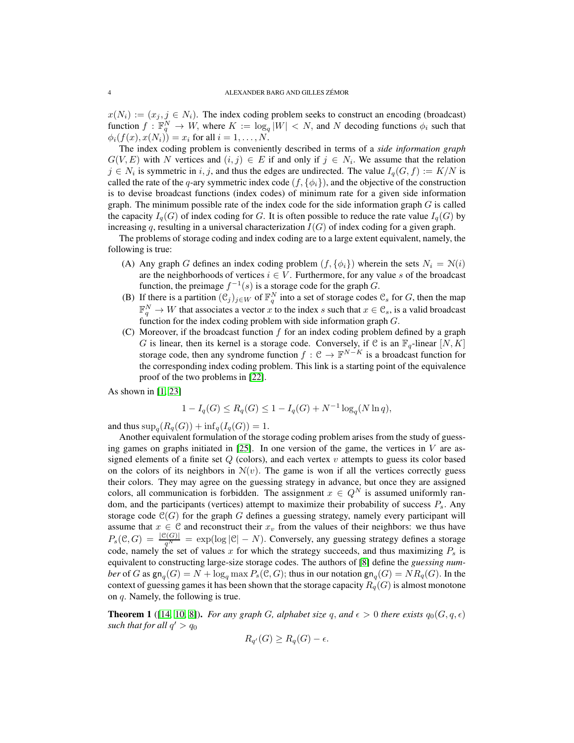$x(N_i) := (x_j, j \in N_i)$. The index coding problem seeks to construct an encoding (broadcast) function $f : \mathbb{F}_q^N \to W$, where $K := \log_q |W| < N$, and $N$ decoding functions $\phi_i$ such that $\phi_i(f(x), x(N_i)) = x_i$ for all $i = 1, \dots, N$.

The index coding problem is conveniently described in terms of a *side information graph* $G(V, E)$ with $N$ vertices and $(i, j) \in E$ if and only if $j \in N_i$. We assume that the relation $j \in N_i$ is symmetric in $i, j$, and thus the edges are undirected. The value $I_q(G, f) := K/N$ is called the rate of the $q$-ary symmetric index code $(f, \{\phi_i\})$, and the objective of the construction is to devise broadcast functions (index codes) of minimum rate for a given side information graph. The minimum possible rate of the index code for the side information graph $G$ is called the capacity $I_q(G)$ of index coding for $G$. It is often possible to reduce the rate value $I_q(G)$ by increasing $q$, resulting in a universal characterization $I(G)$ of index coding for a given graph.

The problems of storage coding and index coding are to a large extent equivalent, namely, the following is true:

- (A) Any graph $G$ defines an index coding problem $(f, \{\phi_i\})$ wherein the sets $N_i = \mathcal{N}(i)$ are the neighborhoods of vertices $i \in V$. Furthermore, for any value $s$ of the broadcast function, the preimage $f^{-1}(s)$ is a storage code for the graph $G$.
- (B) If there is a partition $(\mathcal{C}_j)_{j \in W}$ of $\mathbb{F}_q^N$ into a set of storage codes $\mathcal{C}_s$ for $G$, then the map $\mathbb{F}_q^N \to W$ that associates a vector $x$ to the index $s$ such that $x \in \mathcal{C}_s$, is a valid broadcast function for the index coding problem with side information graph $G$.
- (C) Moreover, if the broadcast function $f$ for an index coding problem defined by a graph $G$ is linear, then its kernel is a storage code. Conversely, if $\mathcal{C}$ is an $\mathbb{F}_q$-linear $[N, K]$ storage code, then any syndrome function $f : \mathcal{C} \to \mathbb{F}^{N-K}$ is a broadcast function for the corresponding index coding problem. This link is a starting point of the equivalence proof of the two problems in [22].

As shown in [1, 23]

$$1 - I_q(G) \le R_q(G) \le 1 - I_q(G) + N^{-1} \log_q(N \ln q),$$

and thus $\sup_q(R_q(G)) + \inf_q(I_q(G)) = 1$.

Another equivalent formulation of the storage coding problem arises from the study of guessing games on graphs initiated in [25]. In one version of the game, the vertices in $V$ are assigned elements of a finite set $Q$ (colors), and each vertex $v$ attempts to guess its color based on the colors of its neighbors in $\mathcal{N}(v)$. The game is won if all the vertices correctly guess their colors. They may agree on the guessing strategy in advance, but once they are assigned colors, all communication is forbidden. The assignment $x \in Q^N$ is assumed uniformly random, and the participants (vertices) attempt to maximize their probability of success $P_s$. Any storage code $\mathcal{C}(G)$ for the graph $G$ defines a guessing strategy, namely every participant will assume that $x \in \mathcal{C}$ and reconstruct their $x_v$ from the values of their neighbors: we thus have $P_s(\mathcal{C}, G) = \frac{|\mathcal{C}(G)|}{q^N} = \exp(\log |\mathcal{C}| - N)$. Conversely, any guessing strategy defines a storage code, namely the set of values $x$ for which the strategy succeeds, and thus maximizing $P_s$ is equivalent to constructing large-size storage codes. The authors of [8] define the *guessing number* of $G$ as $\mathsf{gn}_q(G) = N + \log_q \max P_s(\mathcal{C}, G)$; thus in our notation $\mathsf{gn}_q(G) = N R_q(G)$. In the context of guessing games it has been shown that the storage capacity $R_q(G)$ is almost monotone on $q$. Namely, the following is true.

**Theorem 1** ([14, 10, 8]). *For any graph $G$, alphabet size $q$, and $\epsilon > 0$ there exists $q_0(G, q, \epsilon)$ such that for all $q' > q_0$*

$$R_{q'}(G) \ge R_q(G) - \epsilon.$$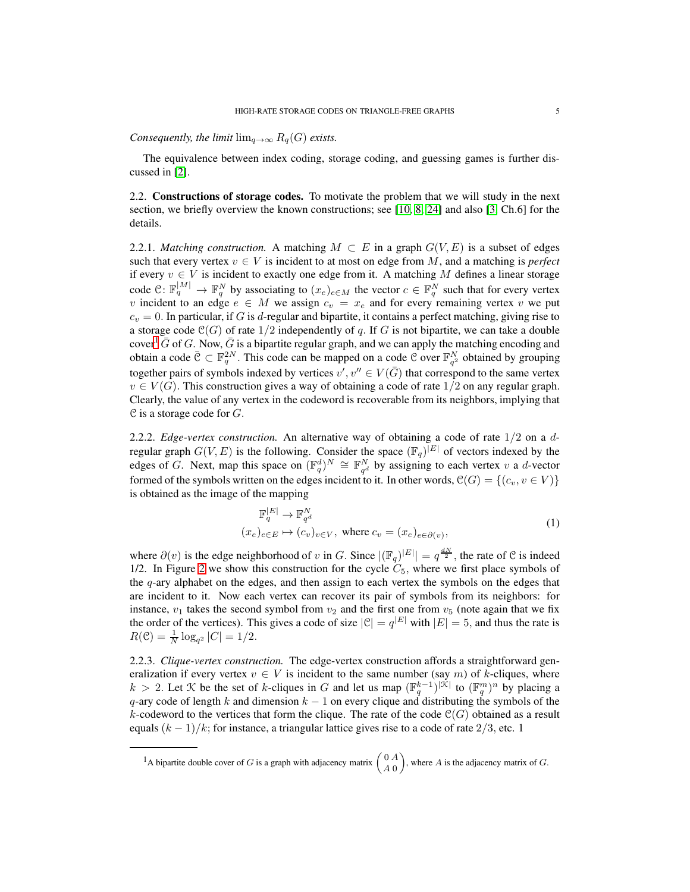*Consequently, the limit* $\lim_{q\to\infty} R_q(G)$ *exists.*

The equivalence between index coding, storage coding, and guessing games is further discussed in [2].

## 2.2. Constructions of storage codes.

To motivate the problem that we will study in the next section, we briefly overview the known constructions; see [10, 8, 24] and also [3, Ch.6] for the details.

### 2.2.1. *Matching construction.*

A matching $M \subset E$ in a graph $G(V, E)$ is a subset of edges such that every vertex $v \in V$ is incident to at most on edge from $M$, and a matching is *perfect* if every $v \in V$ is incident to exactly one edge from it. A matching $M$ defines a linear storage code $\mathcal{C}\colon \mathbb{F}_q^{|M|} \to \mathbb{F}_q^N$ by associating to $(x_e)_{e\in M}$ the vector $c \in \mathbb{F}_q^N$ such that for every vertex $v$ incident to an edge $e \in M$ we assign $c_v = x_e$ and for every remaining vertex $v$ we put $c_v = 0$. In particular, if $G$ is $d$-regular and bipartite, it contains a perfect matching, giving rise to a storage code $\mathcal{C}(G)$ of rate $1/2$ independently of $q$. If $G$ is not bipartite, we can take a double cover[1] $\bar{G}$ of $G$. Now, $\bar{G}$ is a bipartite regular graph, and we can apply the matching encoding and obtain a code $\bar{\mathcal{C}} \subset \mathbb{F}_q^{2N}$. This code can be mapped on a code $\mathcal{C}$ over $\mathbb{F}_{q^2}^N$ obtained by grouping together pairs of symbols indexed by vertices $v', v'' \in V(\bar{G})$ that correspond to the same vertex $v \in V(G)$. This construction gives a way of obtaining a code of rate $1/2$ on any regular graph. Clearly, the value of any vertex in the codeword is recoverable from its neighbors, implying that $\mathcal{C}$ is a storage code for $G$.

### 2.2.2. *Edge-vertex construction.*

An alternative way of obtaining a code of rate $1/2$ on a $d$-regular graph $G(V, E)$ is the following. Consider the space $(\mathbb{F}_q)^{|E|}$ of vectors indexed by the edges of $G$. Next, map this space on $(\mathbb{F}_q^d)^N \cong \mathbb{F}_{q^d}^N$ by assigning to each vertex $v$ a $d$-vector formed of the symbols written on the edges incident to it. In other words, $\mathcal{C}(G) = \{(c_v, v \in V)\}$ is obtained as the image of the mapping

$$
\begin{aligned}
&\mathbb{F}_q^{|E|} \to \mathbb{F}_{q^d}^N \\
&(x_e)_{e\in E} \mapsto (c_v)_{v\in V}, \text{ where } c_v = (x_e)_{e\in\partial(v)},
\end{aligned}
\tag{1}
$$

where $\partial(v)$ is the edge neighborhood of $v$ in $G$. Since $|(\mathbb{F}_q)^{|E|}| = q^{\frac{dN}{2}}$, the rate of $\mathcal{C}$ is indeed 1/2. In Figure 2 we show this construction for the cycle $C_5$, where we first place symbols of the $q$-ary alphabet on the edges, and then assign to each vertex the symbols on the edges that are incident to it. Now each vertex can recover its pair of symbols from its neighbors: for instance, $v_1$ takes the second symbol from $v_2$ and the first one from $v_5$ (note again that we fix the order of the vertices). This gives a code of size $|\mathcal{C}| = q^{|E|}$ with $|E| = 5$, and thus the rate is $R(\mathcal{C}) = \frac{1}{N}\log_{q^2}|C| = 1/2$.

### 2.2.3. *Clique-vertex construction.*

The edge-vertex construction affords a straightforward generalization if every vertex $v \in V$ is incident to the same number (say $m$) of $k$-cliques, where $k > 2$. Let $\mathcal{K}$ be the set of $k$-cliques in $G$ and let us map $(\mathbb{F}_q^{k-1})^{|\mathcal{K}|}$ to $(\mathbb{F}_q^m)^n$ by placing a $q$-ary code of length $k$ and dimension $k-1$ on every clique and distributing the symbols of the $k$-codeword to the vertices that form the clique. The rate of the code $\mathcal{C}(G)$ obtained as a result equals $(k-1)/k$; for instance, a triangular lattice gives rise to a code of rate $2/3$, etc. 1

---

[1] A bipartite double cover of $G$ is a graph with adjacency matrix $\begin{pmatrix} 0 & A \\ A & 0 \end{pmatrix}$, where $A$ is the adjacency matrix of $G$.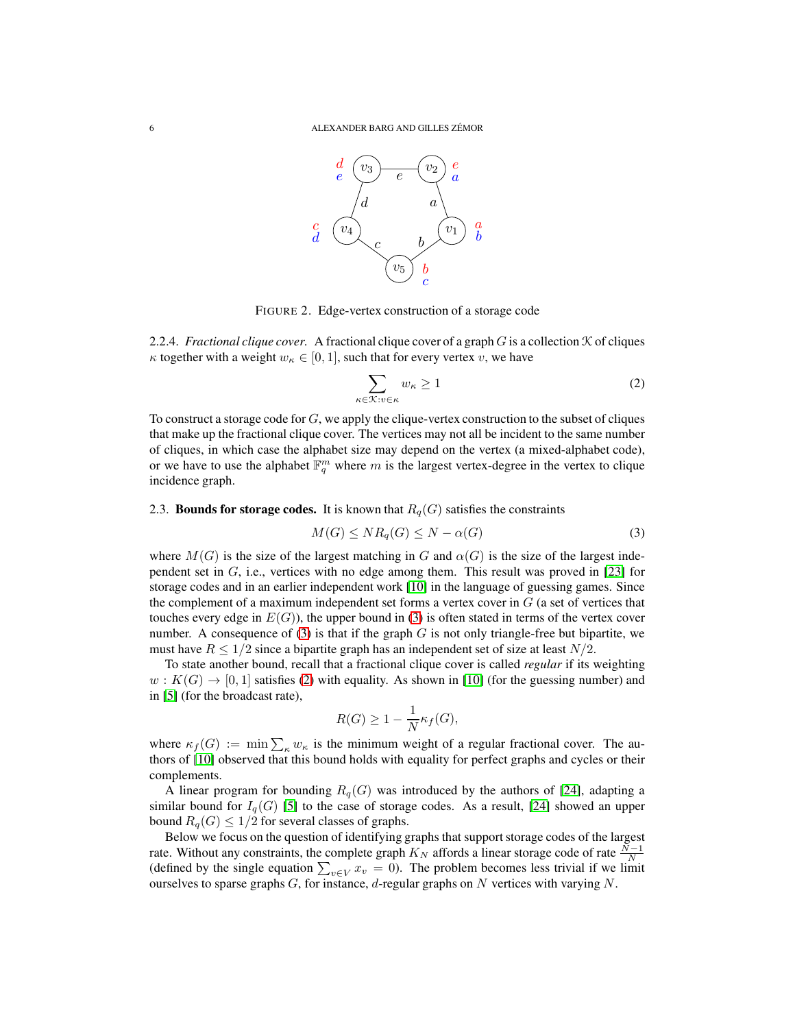FIGURE 2. Edge-vertex construction of a storage code

2.2.4. *Fractional clique cover.* A fractional clique cover of a graph $G$ is a collection $\mathcal{K}$ of cliques $\kappa$ together with a weight $w_\kappa \in [0,1]$, such that for every vertex $v$, we have

$$\sum_{\kappa \in \mathcal{K}: v \in \kappa} w_\kappa \geq 1 \tag{2}$$

To construct a storage code for $G$, we apply the clique-vertex construction to the subset of cliques that make up the fractional clique cover. The vertices may not all be incident to the same number of cliques, in which case the alphabet size may depend on the vertex (a mixed-alphabet code), or we have to use the alphabet $\mathbb{F}_q^m$ where $m$ is the largest vertex-degree in the vertex to clique incidence graph.

2.3. **Bounds for storage codes.** It is known that $R_q(G)$ satisfies the constraints

$$M(G) \leq NR_q(G) \leq N - \alpha(G) \tag{3}$$

where $M(G)$ is the size of the largest matching in $G$ and $\alpha(G)$ is the size of the largest independent set in $G$, i.e., vertices with no edge among them. This result was proved in [23] for storage codes and in an earlier independent work [10] in the language of guessing games. Since the complement of a maximum independent set forms a vertex cover in $G$ (a set of vertices that touches every edge in $E(G)$), the upper bound in (3) is often stated in terms of the vertex cover number. A consequence of (3) is that if the graph $G$ is not only triangle-free but bipartite, we must have $R \leq 1/2$ since a bipartite graph has an independent set of size at least $N/2$.

To state another bound, recall that a fractional clique cover is called *regular* if its weighting $w : K(G) \to [0,1]$ satisfies (2) with equality. As shown in [10] (for the guessing number) and in [5] (for the broadcast rate),

$$R(G) \geq 1 - \frac{1}{N}\kappa_f(G),$$

where $\kappa_f(G) := \min \sum_\kappa w_\kappa$ is the minimum weight of a regular fractional cover. The authors of [10] observed that this bound holds with equality for perfect graphs and cycles or their complements.

A linear program for bounding $R_q(G)$ was introduced by the authors of [24], adapting a similar bound for $I_q(G)$ [5] to the case of storage codes. As a result, [24] showed an upper bound $R_q(G) \leq 1/2$ for several classes of graphs.

Below we focus on the question of identifying graphs that support storage codes of the largest rate. Without any constraints, the complete graph $K_N$ affords a linear storage code of rate $\frac{N-1}{N}$ (defined by the single equation $\sum_{v \in V} x_v = 0$). The problem becomes less trivial if we limit ourselves to sparse graphs $G$, for instance, $d$-regular graphs on $N$ vertices with varying $N$.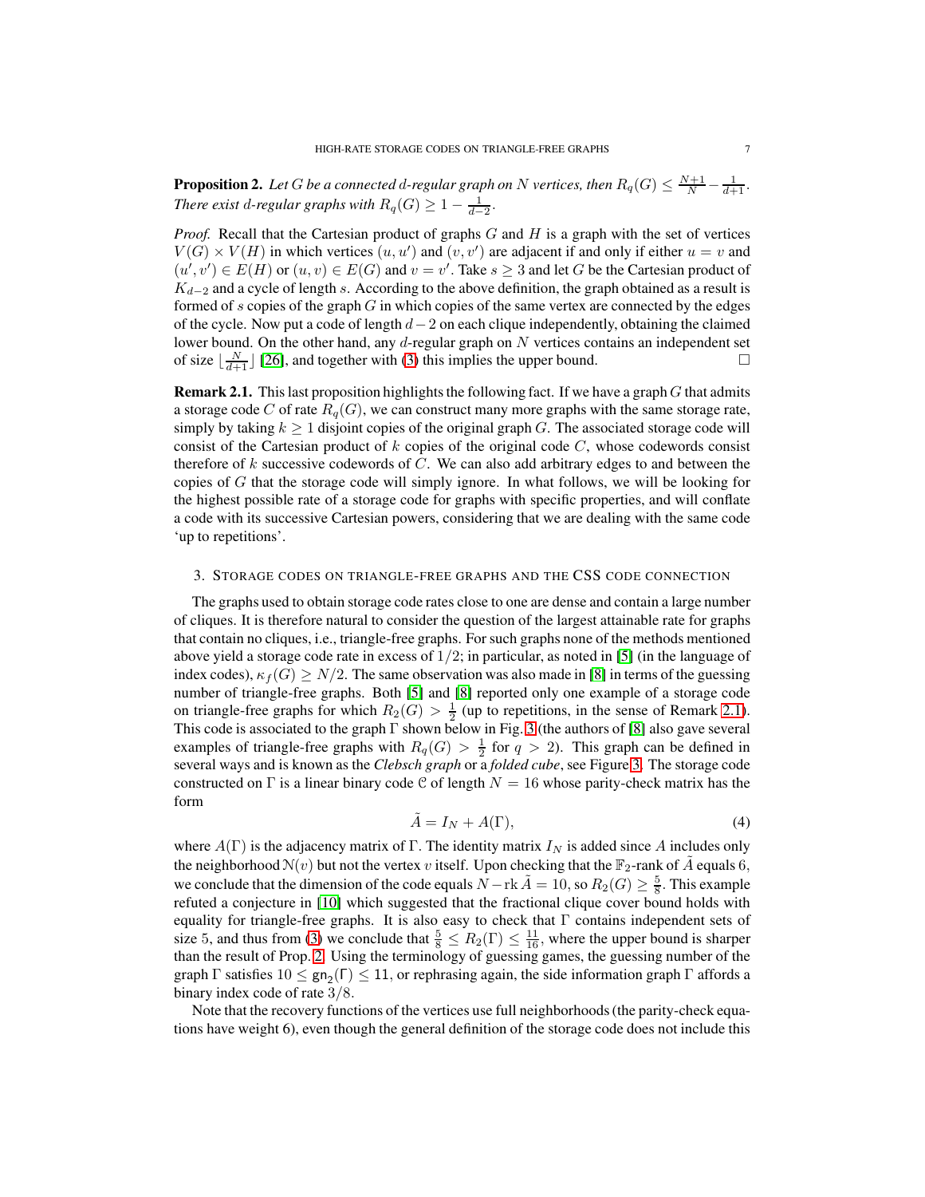**Proposition 2.** *Let $G$ be a connected $d$-regular graph on $N$ vertices, then $R_q(G) \le \frac{N+1}{N} - \frac{1}{d+1}$. There exist $d$-regular graphs with $R_q(G) \ge 1 - \frac{1}{d-2}$.*

*Proof.* Recall that the Cartesian product of graphs $G$ and $H$ is a graph with the set of vertices $V(G) \times V(H)$ in which vertices $(u, u')$ and $(v, v')$ are adjacent if and only if either $u = v$ and $(u', v') \in E(H)$ or $(u, v) \in E(G)$ and $v = v'$. Take $s \ge 3$ and let $G$ be the Cartesian product of $K_{d-2}$ and a cycle of length $s$. According to the above definition, the graph obtained as a result is formed of $s$ copies of the graph $G$ in which copies of the same vertex are connected by the edges of the cycle. Now put a code of length $d-2$ on each clique independently, obtaining the claimed lower bound. On the other hand, any $d$-regular graph on $N$ vertices contains an independent set of size $\lfloor \frac{N}{d+1} \rfloor$ [26], and together with (3) this implies the upper bound. □

**Remark 2.1.** This last proposition highlights the following fact. If we have a graph $G$ that admits a storage code $C$ of rate $R_q(G)$, we can construct many more graphs with the same storage rate, simply by taking $k \ge 1$ disjoint copies of the original graph $G$. The associated storage code will consist of the Cartesian product of $k$ copies of the original code $C$, whose codewords consist therefore of $k$ successive codewords of $C$. We can also add arbitrary edges to and between the copies of $G$ that the storage code will simply ignore. In what follows, we will be looking for the highest possible rate of a storage code for graphs with specific properties, and will conflate a code with its successive Cartesian powers, considering that we are dealing with the same code 'up to repetitions'.

## 3. Storage codes on triangle-free graphs and the CSS code connection

The graphs used to obtain storage code rates close to one are dense and contain a large number of cliques. It is therefore natural to consider the question of the largest attainable rate for graphs that contain no cliques, i.e., triangle-free graphs. For such graphs none of the methods mentioned above yield a storage code rate in excess of $1/2$; in particular, as noted in [5] (in the language of index codes), $\kappa_f(G) \ge N/2$. The same observation was also made in [8] in terms of the guessing number of triangle-free graphs. Both [5] and [8] reported only one example of a storage code on triangle-free graphs for which $R_2(G) > \frac{1}{2}$ (up to repetitions, in the sense of Remark 2.1). This code is associated to the graph $\Gamma$ shown below in Fig. 3 (the authors of [8] also gave several examples of triangle-free graphs with $R_q(G) > \frac{1}{2}$ for $q > 2$). This graph can be defined in several ways and is known as the *Clebsch graph* or a *folded cube*, see Figure 3. The storage code constructed on $\Gamma$ is a linear binary code $\mathcal{C}$ of length $N = 16$ whose parity-check matrix has the form

$$\tilde{A} = I_N + A(\Gamma), \tag{4}$$

where $A(\Gamma)$ is the adjacency matrix of $\Gamma$. The identity matrix $I_N$ is added since $A$ includes only the neighborhood $\mathcal{N}(v)$ but not the vertex $v$ itself. Upon checking that the $\mathbb{F}_2$-rank of $\tilde{A}$ equals 6, we conclude that the dimension of the code equals $N - \operatorname{rk} \tilde{A} = 10$, so $R_2(G) \ge \frac{5}{8}$. This example refuted a conjecture in [10] which suggested that the fractional clique cover bound holds with equality for triangle-free graphs. It is also easy to check that $\Gamma$ contains independent sets of size 5, and thus from (3) we conclude that $\frac{5}{8} \le R_2(\Gamma) \le \frac{11}{16}$, where the upper bound is sharper than the result of Prop. 2. Using the terminology of guessing games, the guessing number of the graph $\Gamma$ satisfies $10 \le \mathsf{gn}_2(\Gamma) \le 11$, or rephrasing again, the side information graph $\Gamma$ affords a binary index code of rate $3/8$.

Note that the recovery functions of the vertices use full neighborhoods (the parity-check equations have weight 6), even though the general definition of the storage code does not include this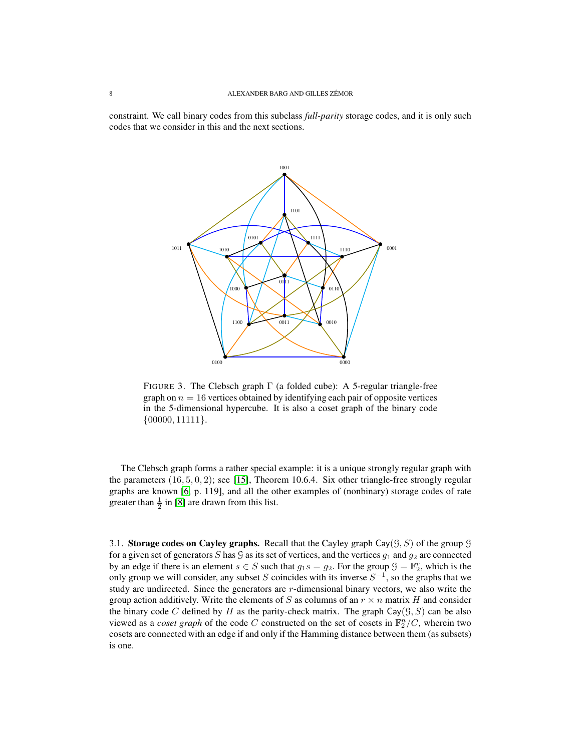constraint. We call binary codes from this subclass *full-parity* storage codes, and it is only such codes that we consider in this and the next sections.

FIGURE 3. The Clebsch graph $\Gamma$ (a folded cube): A 5-regular triangle-free graph on $n = 16$ vertices obtained by identifying each pair of opposite vertices in the 5-dimensional hypercube. It is also a coset graph of the binary code $\{00000, 11111\}$.

The Clebsch graph forms a rather special example: it is a unique strongly regular graph with the parameters $(16, 5, 0, 2)$; see [15], Theorem 10.6.4. Six other triangle-free strongly regular graphs are known [6, p. 119], and all the other examples of (nonbinary) storage codes of rate greater than $\frac{1}{2}$ in [8] are drawn from this list.

3.1. **Storage codes on Cayley graphs.** Recall that the Cayley graph $\mathsf{Cay}(\mathcal{G}, S)$ of the group $\mathcal{G}$ for a given set of generators $S$ has $\mathcal{G}$ as its set of vertices, and the vertices $g_1$ and $g_2$ are connected by an edge if there is an element $s \in S$ such that $g_1 s = g_2$. For the group $\mathcal{G} = \mathbb{F}_2^r$, which is the only group we will consider, any subset $S$ coincides with its inverse $S^{-1}$, so the graphs that we study are undirected. Since the generators are $r$-dimensional binary vectors, we also write the group action additively. Write the elements of $S$ as columns of an $r \times n$ matrix $H$ and consider the binary code $C$ defined by $H$ as the parity-check matrix. The graph $\mathsf{Cay}(\mathcal{G}, S)$ can be also viewed as a *coset graph* of the code $C$ constructed on the set of cosets in $\mathbb{F}_2^n / C$, wherein two cosets are connected with an edge if and only if the Hamming distance between them (as subsets) is one.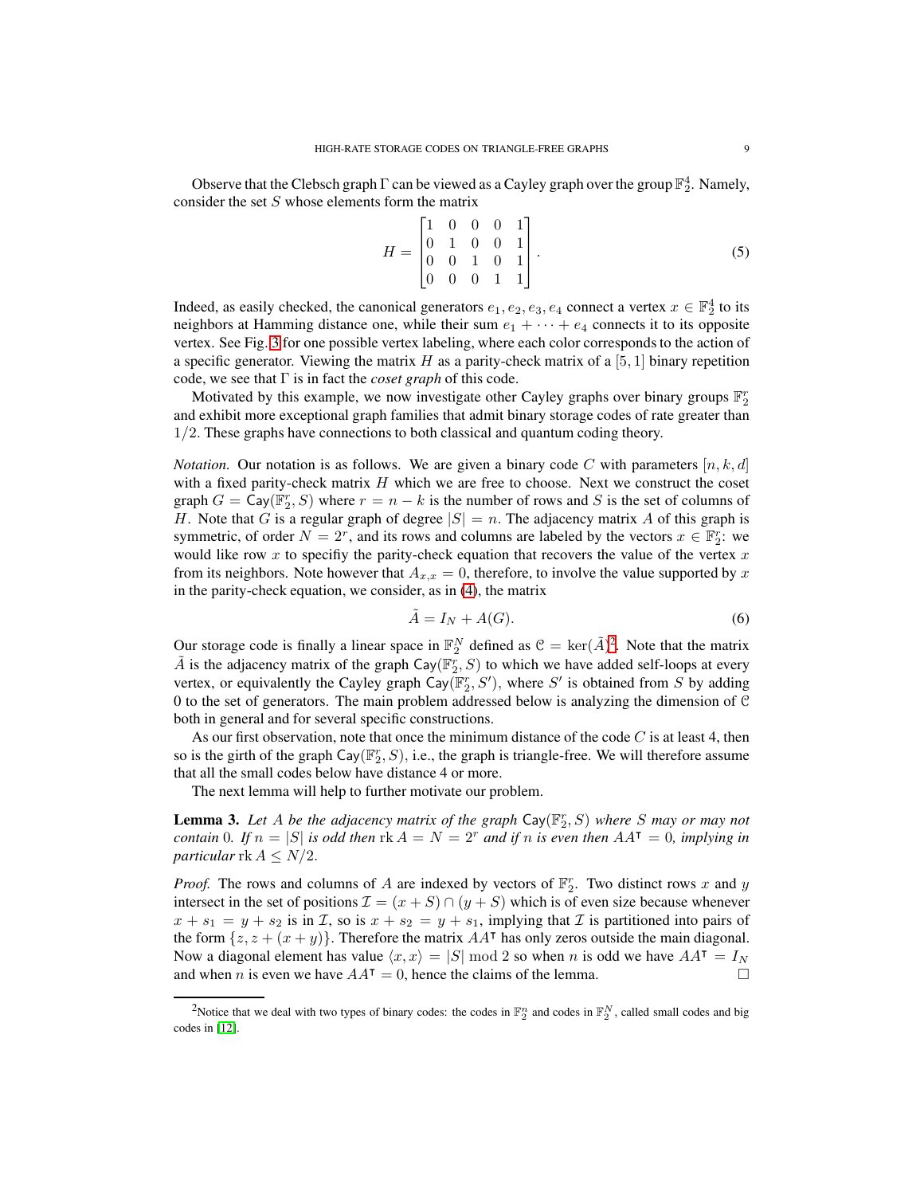Observe that the Clebsch graph $\Gamma$ can be viewed as a Cayley graph over the group $\mathbb{F}_2^4$. Namely, consider the set $S$ whose elements form the matrix

$$H = \begin{bmatrix} 1 & 0 & 0 & 0 & 1 \\ 0 & 1 & 0 & 0 & 1 \\ 0 & 0 & 1 & 0 & 1 \\ 0 & 0 & 0 & 1 & 1 \end{bmatrix}. \tag{5}$$

Indeed, as easily checked, the canonical generators $e_1, e_2, e_3, e_4$ connect a vertex $x \in \mathbb{F}_2^4$ to its neighbors at Hamming distance one, while their sum $e_1 + \cdots + e_4$ connects it to its opposite vertex. See Fig. 3 for one possible vertex labeling, where each color corresponds to the action of a specific generator. Viewing the matrix $H$ as a parity-check matrix of a $[5, 1]$ binary repetition code, we see that $\Gamma$ is in fact the *coset graph* of this code.

Motivated by this example, we now investigate other Cayley graphs over binary groups $\mathbb{F}_2^r$ and exhibit more exceptional graph families that admit binary storage codes of rate greater than $1/2$. These graphs have connections to both classical and quantum coding theory.

*Notation.* Our notation is as follows. We are given a binary code $C$ with parameters $[n, k, d]$ with a fixed parity-check matrix $H$ which we are free to choose. Next we construct the coset graph $G = \mathsf{Cay}(\mathbb{F}_2^r, S)$ where $r = n - k$ is the number of rows and $S$ is the set of columns of $H$. Note that $G$ is a regular graph of degree $|S| = n$. The adjacency matrix $A$ of this graph is symmetric, of order $N = 2^r$, and its rows and columns are labeled by the vectors $x \in \mathbb{F}_2^r$: we would like row $x$ to specifiy the parity-check equation that recovers the value of the vertex $x$ from its neighbors. Note however that $A_{x,x} = 0$, therefore, to involve the value supported by $x$ in the parity-check equation, we consider, as in (4), the matrix

$$\tilde{A} = I_N + A(G). \tag{6}$$

Our storage code is finally a linear space in $\mathbb{F}_2^N$ defined as $\mathcal{C} = \ker(\tilde{A})$[2]. Note that the matrix $\tilde{A}$ is the adjacency matrix of the graph $\mathsf{Cay}(\mathbb{F}_2^r, S)$ to which we have added self-loops at every vertex, or equivalently the Cayley graph $\mathsf{Cay}(\mathbb{F}_2^r, S')$, where $S'$ is obtained from $S$ by adding $0$ to the set of generators. The main problem addressed below is analyzing the dimension of $\mathcal{C}$ both in general and for several specific constructions.

As our first observation, note that once the minimum distance of the code $C$ is at least 4, then so is the girth of the graph $\mathsf{Cay}(\mathbb{F}_2^r, S)$, i.e., the graph is triangle-free. We will therefore assume that all the small codes below have distance 4 or more.

The next lemma will help to further motivate our problem.

**Lemma 3.** *Let $A$ be the adjacency matrix of the graph $\mathsf{Cay}(\mathbb{F}_2^r, S)$ where $S$ may or may not contain $0$. If $n = |S|$ is odd then $\operatorname{rk} A = N = 2^r$ and if $n$ is even then $AA^\intercal = 0$, implying in particular $\operatorname{rk} A \le N/2$.*

*Proof.* The rows and columns of $A$ are indexed by vectors of $\mathbb{F}_2^r$. Two distinct rows $x$ and $y$ intersect in the set of positions $\mathcal{I} = (x + S) \cap (y + S)$ which is of even size because whenever $x + s_1 = y + s_2$ is in $\mathcal{I}$, so is $x + s_2 = y + s_1$, implying that $\mathcal{I}$ is partitioned into pairs of the form $\{z, z + (x + y)\}$. Therefore the matrix $AA^\intercal$ has only zeros outside the main diagonal. Now a diagonal element has value $\langle x, x\rangle = |S| \bmod 2$ so when $n$ is odd we have $AA^\intercal = I_N$ and when $n$ is even we have $AA^\intercal = 0$, hence the claims of the lemma. $\square$

---

[2] Notice that we deal with two types of binary codes: the codes in $\mathbb{F}_2^n$ and codes in $\mathbb{F}_2^N$, called small codes and big codes in [12].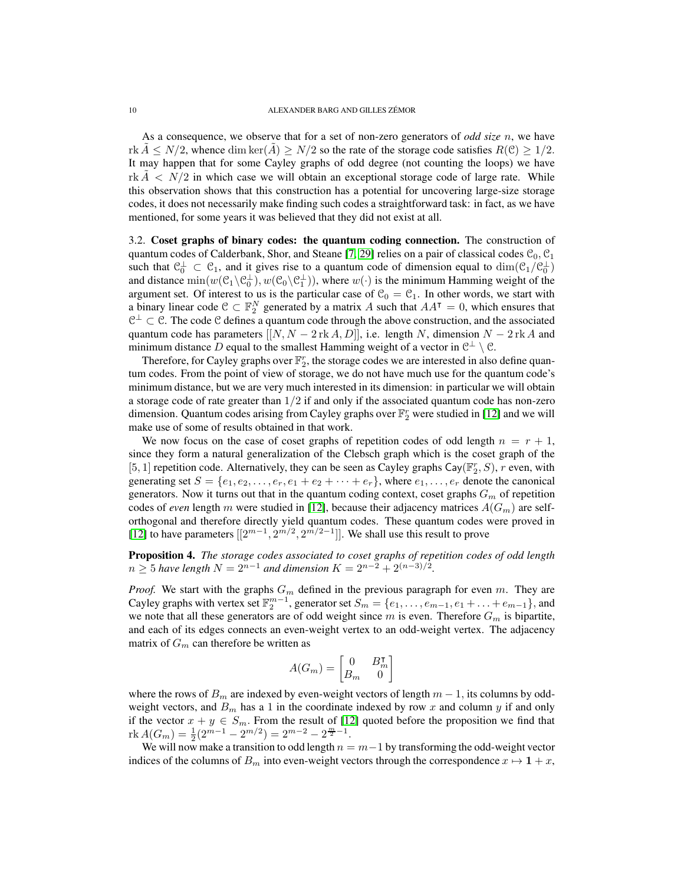As a consequence, we observe that for a set of non-zero generators of *odd size* $n$, we have $\operatorname{rk} \tilde{A} \le N/2$, whence $\dim \ker(\tilde{A}) \ge N/2$ so the rate of the storage code satisfies $R(\mathcal{C}) \ge 1/2$. It may happen that for some Cayley graphs of odd degree (not counting the loops) we have $\operatorname{rk} \tilde{A} < N/2$ in which case we will obtain an exceptional storage code of large rate. While this observation shows that this construction has a potential for uncovering large-size storage codes, it does not necessarily make finding such codes a straightforward task: in fact, as we have mentioned, for some years it was believed that they did not exist at all.

3.2. **Coset graphs of binary codes: the quantum coding connection.** The construction of quantum codes of Calderbank, Shor, and Steane [7, 29] relies on a pair of classical codes $\mathcal{C}_0, \mathcal{C}_1$ such that $\mathcal{C}_0^\perp \subset \mathcal{C}_1$, and it gives rise to a quantum code of dimension equal to $\dim(\mathcal{C}_1/\mathcal{C}_0^\perp)$ and distance $\min(w(\mathcal{C}_1 \backslash \mathcal{C}_0^\perp), w(\mathcal{C}_0 \backslash \mathcal{C}_1^\perp))$, where $w(\cdot)$ is the minimum Hamming weight of the argument set. Of interest to us is the particular case of $\mathcal{C}_0 = \mathcal{C}_1$. In other words, we start with a binary linear code $\mathcal{C} \subset \mathbb{F}_2^N$ generated by a matrix $A$ such that $AA^\intercal = 0$, which ensures that $\mathcal{C}^\perp \subset \mathcal{C}$. The code $\mathcal{C}$ defines a quantum code through the above construction, and the associated quantum code has parameters $[[N, N - 2\operatorname{rk} A, D]]$, i.e. length $N$, dimension $N - 2\operatorname{rk} A$ and minimum distance $D$ equal to the smallest Hamming weight of a vector in $\mathcal{C}^\perp \setminus \mathcal{C}$.

Therefore, for Cayley graphs over $\mathbb{F}_2^r$, the storage codes we are interested in also define quantum codes. From the point of view of storage, we do not have much use for the quantum code's minimum distance, but we are very much interested in its dimension: in particular we will obtain a storage code of rate greater than $1/2$ if and only if the associated quantum code has non-zero dimension. Quantum codes arising from Cayley graphs over $\mathbb{F}_2^r$ were studied in [12] and we will make use of some of results obtained in that work.

We now focus on the case of coset graphs of repetition codes of odd length $n = r + 1$, since they form a natural generalization of the Clebsch graph which is the coset graph of the $[5, 1]$ repetition code. Alternatively, they can be seen as Cayley graphs $\mathsf{Cay}(\mathbb{F}_2^r, S)$, $r$ even, with generating set $S = \{e_1, e_2, \dots, e_r, e_1 + e_2 + \dots + e_r\}$, where $e_1, \dots, e_r$ denote the canonical generators. Now it turns out that in the quantum coding context, coset graphs $G_m$ of repetition codes of *even* length $m$ were studied in [12], because their adjacency matrices $A(G_m)$ are self-orthogonal and therefore directly yield quantum codes. These quantum codes were proved in [12] to have parameters $[[2^{m-1}, 2^{m/2}, 2^{m/2-1}]]$. We shall use this result to prove

**Proposition 4.** *The storage codes associated to coset graphs of repetition codes of odd length $n \ge 5$ have length $N = 2^{n-1}$ and dimension $K = 2^{n-2} + 2^{(n-3)/2}$.*

*Proof.* We start with the graphs $G_m$ defined in the previous paragraph for even $m$. They are Cayley graphs with vertex set $\mathbb{F}_2^{m-1}$, generator set $S_m = \{e_1, \dots, e_{m-1}, e_1 + \dots + e_{m-1}\}$, and we note that all these generators are of odd weight since $m$ is even. Therefore $G_m$ is bipartite, and each of its edges connects an even-weight vertex to an odd-weight vertex. The adjacency matrix of $G_m$ can therefore be written as

$$A(G_m) = \begin{bmatrix} 0 & B_m^\intercal \\ B_m & 0 \end{bmatrix}$$

where the rows of $B_m$ are indexed by even-weight vectors of length $m-1$, its columns by odd-weight vectors, and $B_m$ has a 1 in the coordinate indexed by row $x$ and column $y$ if and only if the vector $x + y \in S_m$. From the result of [12] quoted before the proposition we find that $\operatorname{rk} A(G_m) = \frac{1}{2}(2^{m-1} - 2^{m/2}) = 2^{m-2} - 2^{\frac{m}{2}-1}$.

We will now make a transition to odd length $n = m-1$ by transforming the odd-weight vector indices of the columns of $B_m$ into even-weight vectors through the correspondence $x \mapsto \mathbf{1} + x$,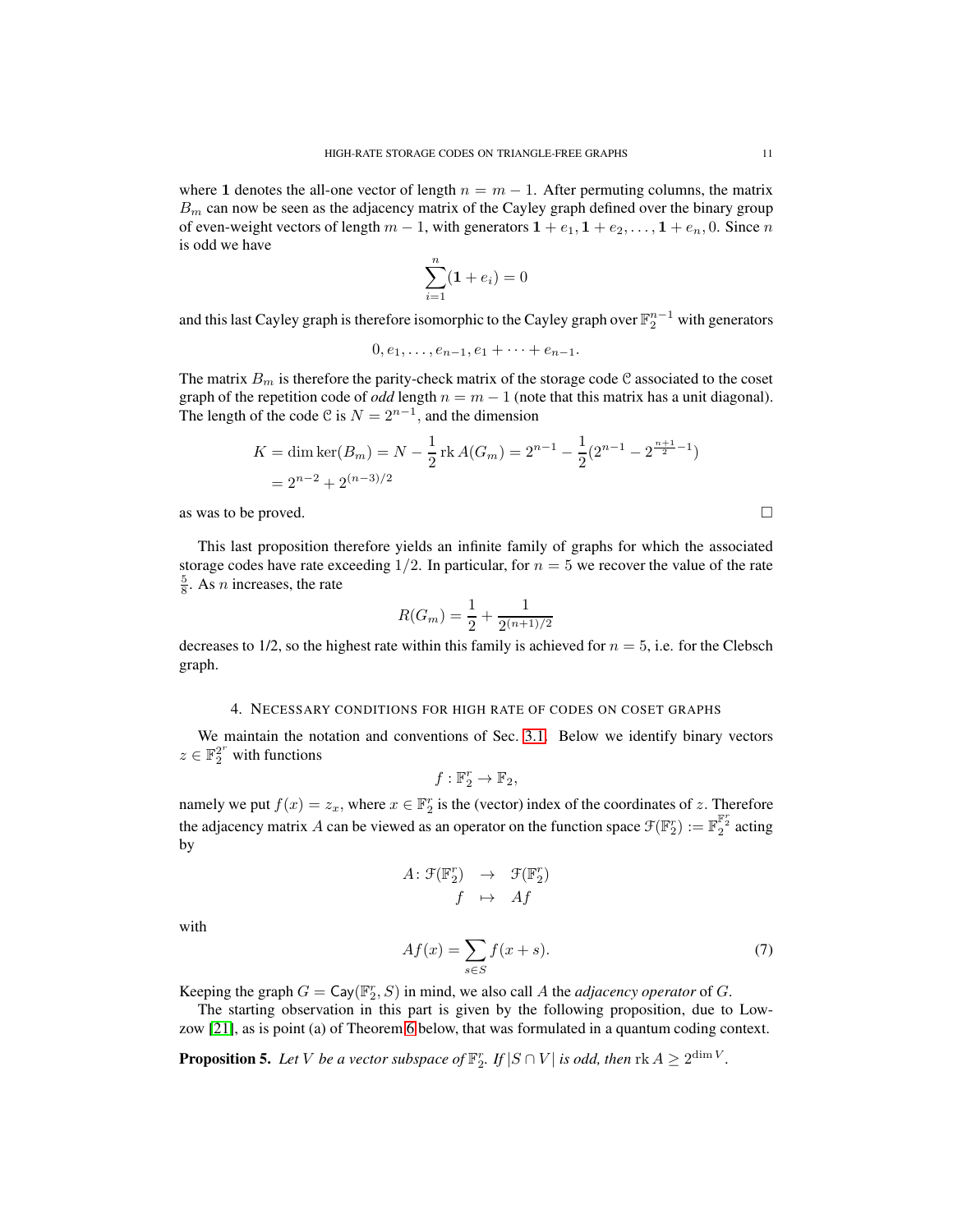where $\mathbf{1}$ denotes the all-one vector of length $n = m - 1$. After permuting columns, the matrix $B_m$ can now be seen as the adjacency matrix of the Cayley graph defined over the binary group of even-weight vectors of length $m - 1$, with generators $\mathbf{1} + e_1, \mathbf{1} + e_2, \ldots, \mathbf{1} + e_n, 0$. Since $n$ is odd we have

$$\sum_{i=1}^{n} (\mathbf{1} + e_i) = 0$$

and this last Cayley graph is therefore isomorphic to the Cayley graph over $\mathbb{F}_2^{n-1}$ with generators

$$0, e_1, \ldots, e_{n-1}, e_1 + \cdots + e_{n-1}.$$

The matrix $B_m$ is therefore the parity-check matrix of the storage code $\mathcal{C}$ associated to the coset graph of the repetition code of *odd* length $n = m - 1$ (note that this matrix has a unit diagonal). The length of the code $\mathcal{C}$ is $N = 2^{n-1}$, and the dimension

$$K = \dim \ker(B_m) = N - \frac{1}{2} \operatorname{rk} A(G_m) = 2^{n-1} - \frac{1}{2}(2^{n-1} - 2^{\frac{n+1}{2}-1})$$
$$= 2^{n-2} + 2^{(n-3)/2}$$

as was to be proved. □

This last proposition therefore yields an infinite family of graphs for which the associated storage codes have rate exceeding $1/2$. In particular, for $n = 5$ we recover the value of the rate $\frac{5}{8}$. As $n$ increases, the rate

$$R(G_m) = \frac{1}{2} + \frac{1}{2^{(n+1)/2}}$$

decreases to 1/2, so the highest rate within this family is achieved for $n = 5$, i.e. for the Clebsch graph.

## 4. Necessary conditions for high rate of codes on coset graphs

We maintain the notation and conventions of Sec. 3.1. Below we identify binary vectors $z \in \mathbb{F}_2^{2^r}$ with functions

$$f : \mathbb{F}_2^r \to \mathbb{F}_2,$$

namely we put $f(x) = z_x$, where $x \in \mathbb{F}_2^r$ is the (vector) index of the coordinates of $z$. Therefore the adjacency matrix $A$ can be viewed as an operator on the function space $\mathcal{F}(\mathbb{F}_2^r) := \mathbb{F}_2^{\mathbb{F}_2^r}$ acting by

$$\begin{aligned} A\colon \mathcal{F}(\mathbb{F}_2^r) &\to \mathcal{F}(\mathbb{F}_2^r) \\ f &\mapsto Af \end{aligned}$$

with

$$Af(x) = \sum_{s \in S} f(x + s). \tag{7}$$

Keeping the graph $G = \mathsf{Cay}(\mathbb{F}_2^r, S)$ in mind, we also call $A$ the *adjacency operator* of $G$.

The starting observation in this part is given by the following proposition, due to Lowzow [21], as is point (a) of Theorem 6 below, that was formulated in a quantum coding context.

**Proposition 5.** *Let $V$ be a vector subspace of $\mathbb{F}_2^r$. If $|S \cap V|$ is odd, then $\operatorname{rk} A \geq 2^{\dim V}$.*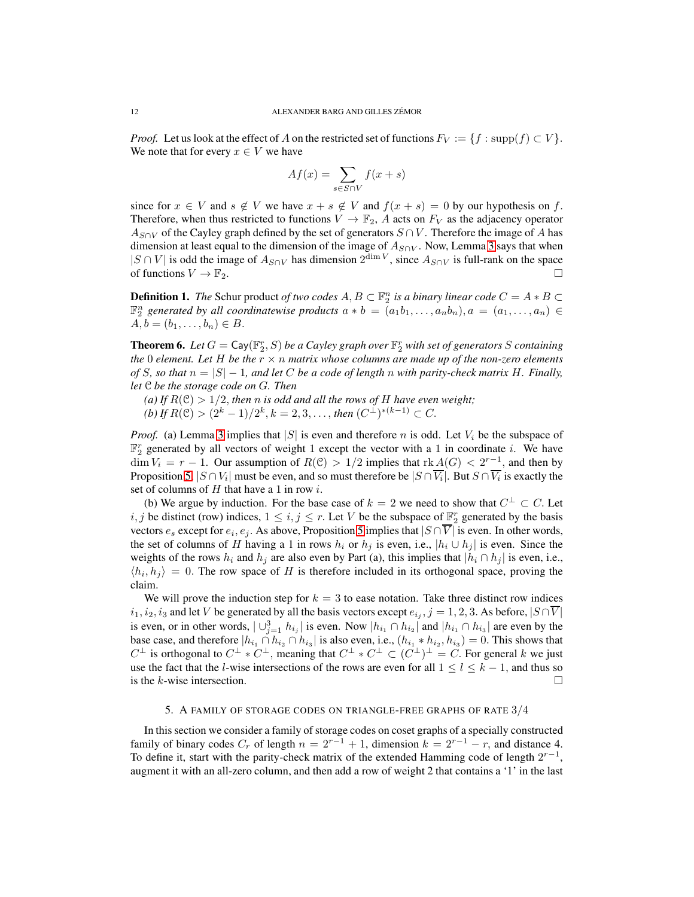*Proof.* Let us look at the effect of $A$ on the restricted set of functions $F_V := \{f : \text{supp}(f) \subset V\}$. We note that for every $x \in V$ we have

$$Af(x) = \sum_{s \in S \cap V} f(x+s)$$

since for $x \in V$ and $s \notin V$ we have $x + s \notin V$ and $f(x+s) = 0$ by our hypothesis on $f$. Therefore, when thus restricted to functions $V \to \mathbb{F}_2$, $A$ acts on $F_V$ as the adjacency operator $A_{S\cap V}$ of the Cayley graph defined by the set of generators $S \cap V$. Therefore the image of $A$ has dimension at least equal to the dimension of the image of $A_{S\cap V}$. Now, Lemma 3 says that when $|S \cap V|$ is odd the image of $A_{S\cap V}$ has dimension $2^{\dim V}$, since $A_{S\cap V}$ is full-rank on the space of functions $V \to \mathbb{F}_2$. □

**Definition 1.** *The* Schur product *of two codes $A, B \subset \mathbb{F}_2^n$ is a binary linear code $C = A * B \subset \mathbb{F}_2^n$ generated by all coordinatewise products $a * b = (a_1b_1, \dots, a_nb_n), a = (a_1, \dots, a_n) \in A, b = (b_1, \dots, b_n) \in B$.*

**Theorem 6.** *Let $G = \mathsf{Cay}(\mathbb{F}_2^r, S)$ be a Cayley graph over $\mathbb{F}_2^r$ with set of generators $S$ containing the $0$ element. Let $H$ be the $r \times n$ matrix whose columns are made up of the non-zero elements of $S$, so that $n = |S| - 1$, and let $C$ be a code of length $n$ with parity-check matrix $H$. Finally, let $\mathcal{C}$ be the storage code on $G$. Then*

*(a) If $R(\mathcal{C}) > 1/2$, then $n$ is odd and all the rows of $H$ have even weight;*
*(b) If $R(\mathcal{C}) > (2^k - 1)/2^k, k = 2, 3, \dots,$ then $(C^\perp)^{*(k-1)} \subset C$.*

*Proof.* (a) Lemma 3 implies that $|S|$ is even and therefore $n$ is odd. Let $V_i$ be the subspace of $\mathbb{F}_2^r$ generated by all vectors of weight 1 except the vector with a 1 in coordinate $i$. We have $\dim V_i = r - 1$. Our assumption of $R(\mathcal{C}) > 1/2$ implies that $\text{rk}\, A(G) < 2^{r-1}$, and then by Proposition 5, $|S \cap V_i|$ must be even, and so must therefore be $|S \cap \overline{V_i}|$. But $S \cap \overline{V_i}$ is exactly the set of columns of $H$ that have a 1 in row $i$.

(b) We argue by induction. For the base case of $k = 2$ we need to show that $C^\perp \subset C$. Let $i, j$ be distinct (row) indices, $1 \le i, j \le r$. Let $V$ be the subspace of $\mathbb{F}_2^r$ generated by the basis vectors $e_s$ except for $e_i, e_j$. As above, Proposition 5 implies that $|S \cap \overline{V}|$ is even. In other words, the set of columns of $H$ having a 1 in rows $h_i$ or $h_j$ is even, i.e., $|h_i \cup h_j|$ is even. Since the weights of the rows $h_i$ and $h_j$ are also even by Part (a), this implies that $|h_i \cap h_j|$ is even, i.e., $\langle h_i, h_j \rangle = 0$. The row space of $H$ is therefore included in its orthogonal space, proving the claim.

We will prove the induction step for $k = 3$ to ease notation. Take three distinct row indices $i_1, i_2, i_3$ and let $V$ be generated by all the basis vectors except $e_{i_j}, j = 1, 2, 3$. As before, $|S \cap \overline{V}|$ is even, or in other words, $|\cup_{j=1}^3 h_{i_j}|$ is even. Now $|h_{i_1} \cap h_{i_2}|$ and $|h_{i_1} \cap h_{i_3}|$ are even by the base case, and therefore $|h_{i_1} \cap h_{i_2} \cap h_{i_3}|$ is also even, i.e., $(h_{i_1} * h_{i_2}, h_{i_3}) = 0$. This shows that $C^\perp$ is orthogonal to $C^\perp * C^\perp$, meaning that $C^\perp * C^\perp \subset (C^\perp)^\perp = C$. For general $k$ we just use the fact that the $l$-wise intersections of the rows are even for all $1 \le l \le k - 1$, and thus so is the $k$-wise intersection. □

## 5. A family of storage codes on triangle-free graphs of rate 3/4

In this section we consider a family of storage codes on coset graphs of a specially constructed family of binary codes $C_r$ of length $n = 2^{r-1} + 1$, dimension $k = 2^{r-1} - r$, and distance 4. To define it, start with the parity-check matrix of the extended Hamming code of length $2^{r-1}$, augment it with an all-zero column, and then add a row of weight 2 that contains a '1' in the last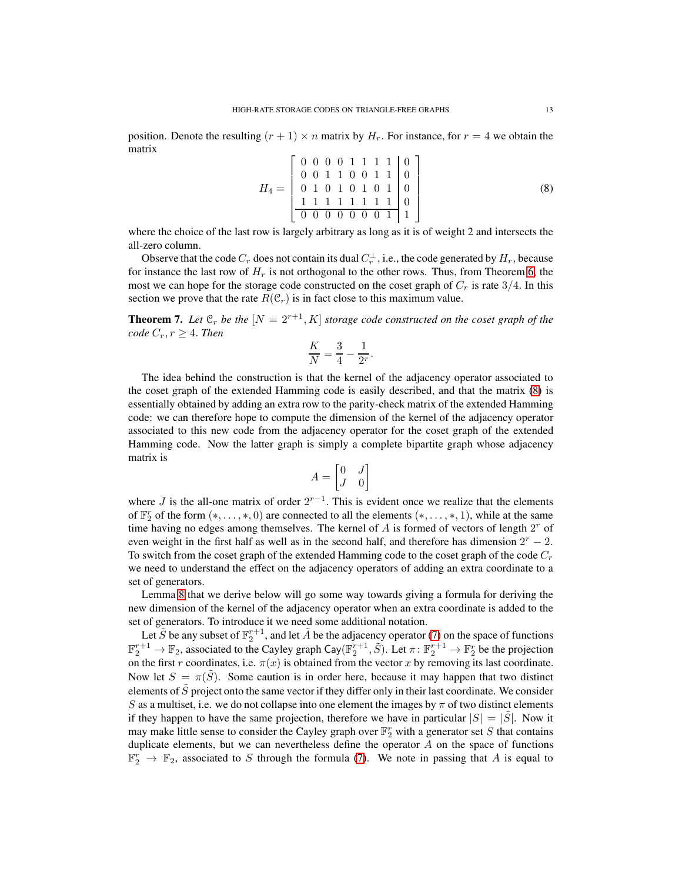position. Denote the resulting $(r+1) \times n$ matrix by $H_r$. For instance, for $r = 4$ we obtain the matrix

$$H_4 = \left[\begin{array}{cccccccc|c} 0 & 0 & 0 & 0 & 1 & 1 & 1 & 1 & 0 \\ 0 & 0 & 1 & 1 & 0 & 0 & 1 & 1 & 0 \\ 0 & 1 & 0 & 1 & 0 & 1 & 0 & 1 & 0 \\ 1 & 1 & 1 & 1 & 1 & 1 & 1 & 1 & 0 \\ \hline 0 & 0 & 0 & 0 & 0 & 0 & 0 & 1 & 1 \end{array}\right] \tag{8}$$

where the choice of the last row is largely arbitrary as long as it is of weight 2 and intersects the all-zero column.

Observe that the code $C_r$ does not contain its dual $C_r^\perp$, i.e., the code generated by $H_r$, because for instance the last row of $H_r$ is not orthogonal to the other rows. Thus, from Theorem 6, the most we can hope for the storage code constructed on the coset graph of $C_r$ is rate $3/4$. In this section we prove that the rate $R(\mathcal{C}_r)$ is in fact close to this maximum value.

**Theorem 7.** *Let $\mathcal{C}_r$ be the $[N = 2^{r+1}, K]$ storage code constructed on the coset graph of the code $C_r, r \geq 4$. Then*

$$\frac{K}{N} = \frac{3}{4} - \frac{1}{2^r}.$$

The idea behind the construction is that the kernel of the adjacency operator associated to the coset graph of the extended Hamming code is easily described, and that the matrix (8) is essentially obtained by adding an extra row to the parity-check matrix of the extended Hamming code: we can therefore hope to compute the dimension of the kernel of the adjacency operator associated to this new code from the adjacency operator for the coset graph of the extended Hamming code. Now the latter graph is simply a complete bipartite graph whose adjacency matrix is

$$A = \begin{bmatrix} 0 & J \\ J & 0 \end{bmatrix}$$

where $J$ is the all-one matrix of order $2^{r-1}$. This is evident once we realize that the elements of $\mathbb{F}_2^r$ of the form $(*, \ldots, *, 0)$ are connected to all the elements $(*, \ldots, *, 1)$, while at the same time having no edges among themselves. The kernel of $A$ is formed of vectors of length $2^r$ of even weight in the first half as well as in the second half, and therefore has dimension $2^r - 2$. To switch from the coset graph of the extended Hamming code to the coset graph of the code $C_r$ we need to understand the effect on the adjacency operators of adding an extra coordinate to a set of generators.

Lemma 8 that we derive below will go some way towards giving a formula for deriving the new dimension of the kernel of the adjacency operator when an extra coordinate is added to the set of generators. To introduce it we need some additional notation.

Let $\tilde{S}$ be any subset of $\mathbb{F}_2^{r+1}$, and let $\tilde{A}$ be the adjacency operator (7) on the space of functions $\mathbb{F}_2^{r+1} \to \mathbb{F}_2$, associated to the Cayley graph $\mathsf{Cay}(\mathbb{F}_2^{r+1}, \tilde{S})$. Let $\pi \colon \mathbb{F}_2^{r+1} \to \mathbb{F}_2^r$ be the projection on the first $r$ coordinates, i.e. $\pi(x)$ is obtained from the vector $x$ by removing its last coordinate. Now let $S = \pi(\tilde{S})$. Some caution is in order here, because it may happen that two distinct elements of $\tilde{S}$ project onto the same vector if they differ only in their last coordinate. We consider $S$ as a multiset, i.e. we do not collapse into one element the images by $\pi$ of two distinct elements if they happen to have the same projection, therefore we have in particular $|S| = |\tilde{S}|$. Now it may make little sense to consider the Cayley graph over $\mathbb{F}_2^r$ with a generator set $S$ that contains duplicate elements, but we can nevertheless define the operator $A$ on the space of functions $\mathbb{F}_2^r \to \mathbb{F}_2$, associated to $S$ through the formula (7). We note in passing that $A$ is equal to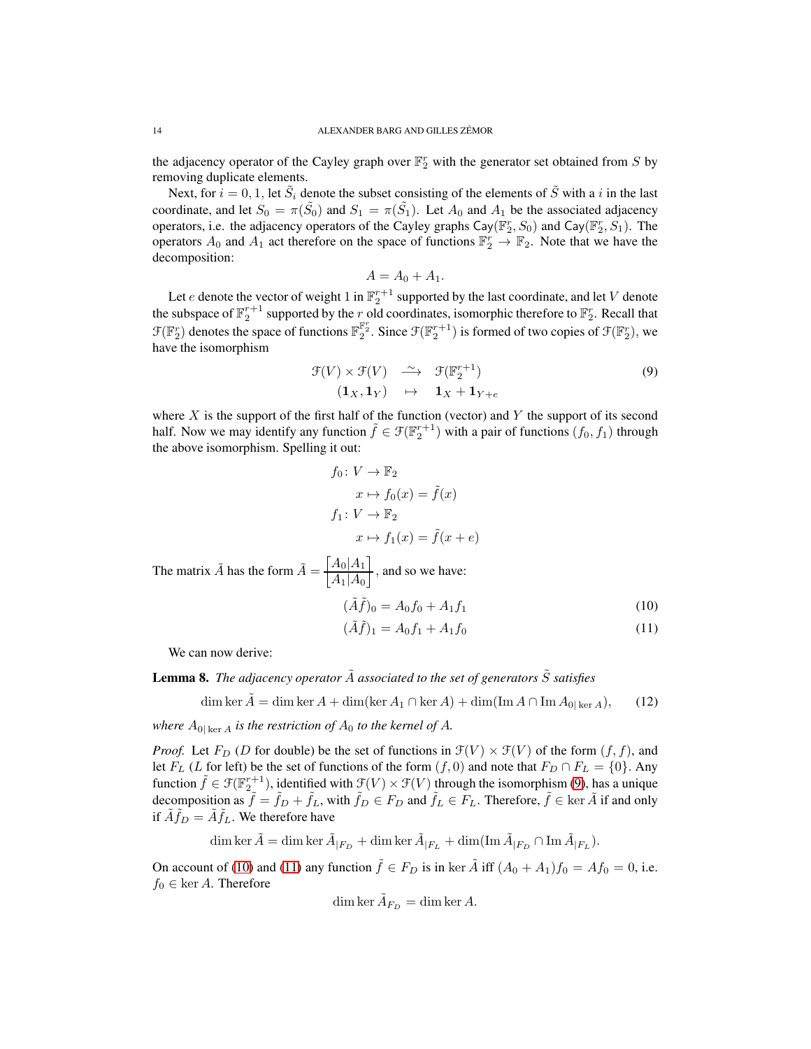the adjacency operator of the Cayley graph over $\mathbb{F}_2^r$ with the generator set obtained from $S$ by removing duplicate elements.

Next, for $i = 0, 1$, let $\tilde{S}_i$ denote the subset consisting of the elements of $\tilde{S}$ with a $i$ in the last coordinate, and let $S_0 = \pi(\tilde{S_0})$ and $S_1 = \pi(\tilde{S_1})$. Let $A_0$ and $A_1$ be the associated adjacency operators, i.e. the adjacency operators of the Cayley graphs $\mathsf{Cay}(\mathbb{F}_2^r, S_0)$ and $\mathsf{Cay}(\mathbb{F}_2^r, S_1)$. The operators $A_0$ and $A_1$ act therefore on the space of functions $\mathbb{F}_2^r \to \mathbb{F}_2$. Note that we have the decomposition:

$$A = A_0 + A_1.$$

Let $e$ denote the vector of weight 1 in $\mathbb{F}_2^{r+1}$ supported by the last coordinate, and let $V$ denote the subspace of $\mathbb{F}_2^{r+1}$ supported by the $r$ old coordinates, isomorphic therefore to $\mathbb{F}_2^r$. Recall that $\mathcal{F}(\mathbb{F}_2^r)$ denotes the space of functions $\mathbb{F}_2^{\mathbb{F}_2^r}$. Since $\mathcal{F}(\mathbb{F}_2^{r+1})$ is formed of two copies of $\mathcal{F}(\mathbb{F}_2^r)$, we have the isomorphism

$$\begin{array}{rcl} \mathcal{F}(V) \times \mathcal{F}(V) & \xrightarrow{\sim} & \mathcal{F}(\mathbb{F}_2^{r+1}) \\ (\mathbf{1}_X, \mathbf{1}_Y) & \mapsto & \mathbf{1}_X + \mathbf{1}_{Y+e} \end{array} \tag{9}$$

where $X$ is the support of the first half of the function (vector) and $Y$ the support of its second half. Now we may identify any function $\tilde{f} \in \mathcal{F}(\mathbb{F}_2^{r+1})$ with a pair of functions $(f_0, f_1)$ through the above isomorphism. Spelling it out:

$$\begin{aligned} f_0 \colon V &\to \mathbb{F}_2 \\ x &\mapsto f_0(x) = \tilde{f}(x) \\ f_1 \colon V &\to \mathbb{F}_2 \\ x &\mapsto f_1(x) = \tilde{f}(x+e) \end{aligned}$$

The matrix $\tilde{A}$ has the form $\tilde{A} = \left[\dfrac{A_0 | A_1}{A_1 | A_0}\right]$, and so we have:

$$(\tilde{A}\tilde{f})_0 = A_0 f_0 + A_1 f_1 \tag{10}$$

$$(\tilde{A}\tilde{f})_1 = A_0 f_1 + A_1 f_0 \tag{11}$$

We can now derive:

**Lemma 8.** *The adjacency operator $\tilde{A}$ associated to the set of generators $\tilde{S}$ satisfies*

$$\dim \ker \tilde{A} = \dim \ker A + \dim(\ker A_1 \cap \ker A) + \dim(\operatorname{Im} A \cap \operatorname{Im} A_{0|\ker A}), \tag{12}$$

*where $A_{0|\ker A}$ is the restriction of $A_0$ to the kernel of $A$.*

*Proof.* Let $F_D$ ($D$ for double) be the set of functions in $\mathcal{F}(V) \times \mathcal{F}(V)$ of the form $(f, f)$, and let $F_L$ ($L$ for left) be the set of functions of the form $(f, 0)$ and note that $F_D \cap F_L = \{0\}$. Any function $\tilde{f} \in \mathcal{F}(\mathbb{F}_2^{r+1})$, identified with $\mathcal{F}(V) \times \mathcal{F}(V)$ through the isomorphism (9), has a unique decomposition as $\tilde{f} = \tilde{f}_D + \tilde{f}_L$, with $\tilde{f}_D \in F_D$ and $\tilde{f}_L \in F_L$. Therefore, $\tilde{f} \in \ker \tilde{A}$ if and only if $\tilde{A}\tilde{f}_D = \tilde{A}\tilde{f}_L$. We therefore have

$$\dim \ker \tilde{A} = \dim \ker \tilde{A}_{|F_D} + \dim \ker \tilde{A}_{|F_L} + \dim(\operatorname{Im} \tilde{A}_{|F_D} \cap \operatorname{Im} \tilde{A}_{|F_L}).$$

On account of (10) and (11) any function $\tilde{f} \in F_D$ is in $\ker \tilde{A}$ iff $(A_0 + A_1)f_0 = Af_0 = 0$, i.e. $f_0 \in \ker A$. Therefore

$$\dim \ker \tilde{A}_{F_D} = \dim \ker A.$$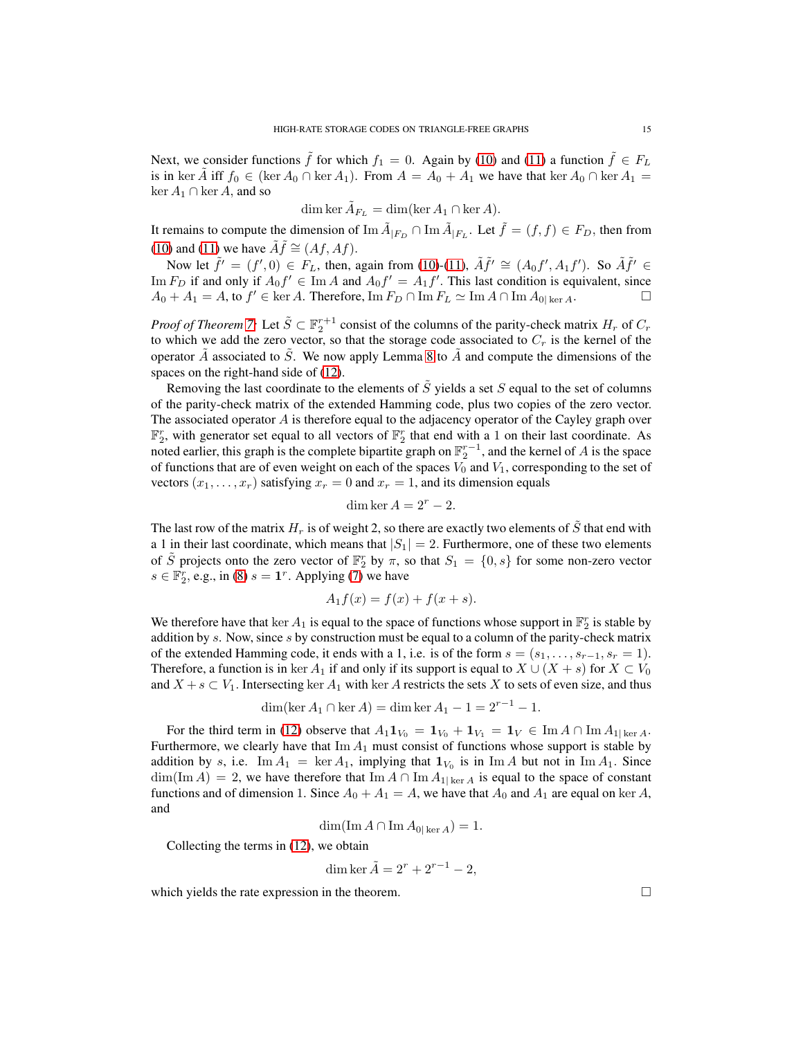Next, we consider functions $\tilde{f}$ for which $f_1 = 0$. Again by (10) and (11) a function $\tilde{f} \in F_L$ is in $\ker \tilde{A}$ iff $f_0 \in (\ker A_0 \cap \ker A_1)$. From $A = A_0 + A_1$ we have that $\ker A_0 \cap \ker A_1 = \ker A_1 \cap \ker A$, and so

$$\dim \ker \tilde{A}_{F_L} = \dim(\ker A_1 \cap \ker A).$$

It remains to compute the dimension of $\operatorname{Im} \tilde{A}_{|F_D} \cap \operatorname{Im} \tilde{A}_{|F_L}$. Let $\tilde{f} = (f, f) \in F_D$, then from (10) and (11) we have $\tilde{A}\tilde{f} \cong (Af, Af)$.

Now let $\tilde{f}' = (f', 0) \in F_L$, then, again from (10)-(11), $\tilde{A}\tilde{f}' \cong (A_0 f', A_1 f')$. So $\tilde{A}\tilde{f}' \in \operatorname{Im} F_D$ if and only if $A_0 f' \in \operatorname{Im} A$ and $A_0 f' = A_1 f'$. This last condition is equivalent, since $A_0 + A_1 = A$, to $f' \in \ker A$. Therefore, $\operatorname{Im} F_D \cap \operatorname{Im} F_L \simeq \operatorname{Im} A \cap \operatorname{Im} A_{0|\ker A}$. □

*Proof of Theorem 7:* Let $\tilde{S} \subset \mathbb{F}_2^{r+1}$ consist of the columns of the parity-check matrix $H_r$ of $C_r$ to which we add the zero vector, so that the storage code associated to $C_r$ is the kernel of the operator $\tilde{A}$ associated to $\tilde{S}$. We now apply Lemma 8 to $\tilde{A}$ and compute the dimensions of the spaces on the right-hand side of (12).

Removing the last coordinate to the elements of $\tilde{S}$ yields a set $S$ equal to the set of columns of the parity-check matrix of the extended Hamming code, plus two copies of the zero vector. The associated operator $A$ is therefore equal to the adjacency operator of the Cayley graph over $\mathbb{F}_2^r$, with generator set equal to all vectors of $\mathbb{F}_2^r$ that end with a 1 on their last coordinate. As noted earlier, this graph is the complete bipartite graph on $\mathbb{F}_2^{r-1}$, and the kernel of $A$ is the space of functions that are of even weight on each of the spaces $V_0$ and $V_1$, corresponding to the set of vectors $(x_1, \ldots, x_r)$ satisfying $x_r = 0$ and $x_r = 1$, and its dimension equals

$$\dim \ker A = 2^r - 2.$$

The last row of the matrix $H_r$ is of weight 2, so there are exactly two elements of $\tilde{S}$ that end with a 1 in their last coordinate, which means that $|S_1| = 2$. Furthermore, one of these two elements of $\tilde{S}$ projects onto the zero vector of $\mathbb{F}_2^r$ by $\pi$, so that $S_1 = \{0, s\}$ for some non-zero vector $s \in \mathbb{F}_2^r$, e.g., in (8) $s = \mathbf{1}^r$. Applying (7) we have

$$A_1 f(x) = f(x) + f(x+s).$$

We therefore have that $\ker A_1$ is equal to the space of functions whose support in $\mathbb{F}_2^r$ is stable by addition by $s$. Now, since $s$ by construction must be equal to a column of the parity-check matrix of the extended Hamming code, it ends with a 1, i.e. is of the form $s = (s_1, \ldots, s_{r-1}, s_r = 1)$. Therefore, a function is in $\ker A_1$ if and only if its support is equal to $X \cup (X+s)$ for $X \subset V_0$ and $X + s \subset V_1$. Intersecting $\ker A_1$ with $\ker A$ restricts the sets $X$ to sets of even size, and thus

$$\dim(\ker A_1 \cap \ker A) = \dim \ker A_1 - 1 = 2^{r-1} - 1.$$

For the third term in (12) observe that $A_1 \mathbf{1}_{V_0} = \mathbf{1}_{V_0} + \mathbf{1}_{V_1} = \mathbf{1}_V \in \operatorname{Im} A \cap \operatorname{Im} A_{1|\ker A}$. Furthermore, we clearly have that $\operatorname{Im} A_1$ must consist of functions whose support is stable by addition by $s$, i.e. $\operatorname{Im} A_1 = \ker A_1$, implying that $\mathbf{1}_{V_0}$ is in $\operatorname{Im} A$ but not in $\operatorname{Im} A_1$. Since $\dim(\operatorname{Im} A) = 2$, we have therefore that $\operatorname{Im} A \cap \operatorname{Im} A_{1|\ker A}$ is equal to the space of constant functions and of dimension 1. Since $A_0 + A_1 = A$, we have that $A_0$ and $A_1$ are equal on $\ker A$, and

$$\dim(\operatorname{Im} A \cap \operatorname{Im} A_{0|\ker A}) = 1.$$

Collecting the terms in (12), we obtain

$$\dim \ker \tilde{A} = 2^r + 2^{r-1} - 2,$$

which yields the rate expression in the theorem. □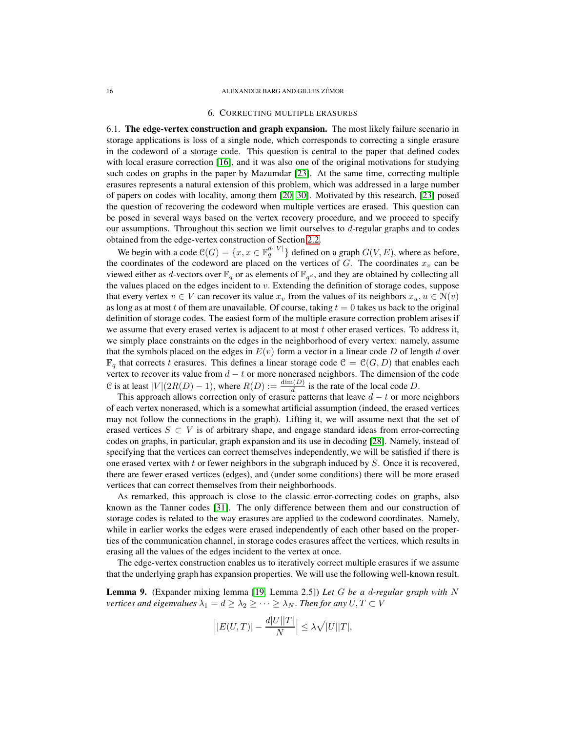## 6. Correcting multiple erasures

6.1. **The edge-vertex construction and graph expansion.** The most likely failure scenario in storage applications is loss of a single node, which corresponds to correcting a single erasure in the codeword of a storage code. This question is central to the paper that defined codes with local erasure correction [16], and it was also one of the original motivations for studying such codes on graphs in the paper by Mazumdar [23]. At the same time, correcting multiple erasures represents a natural extension of this problem, which was addressed in a large number of papers on codes with locality, among them [20, 30]. Motivated by this research, [23] posed the question of recovering the codeword when multiple vertices are erased. This question can be posed in several ways based on the vertex recovery procedure, and we proceed to specify our assumptions. Throughout this section we limit ourselves to $d$-regular graphs and to codes obtained from the edge-vertex construction of Section 2.2.

We begin with a code $\mathcal{C}(G) = \{x, x \in \mathbb{F}_q^{d\cdot|V|}\}$ defined on a graph $G(V, E)$, where as before, the coordinates of the codeword are placed on the vertices of $G$. The coordinates $x_v$ can be viewed either as $d$-vectors over $\mathbb{F}_q$ or as elements of $\mathbb{F}_{q^d}$, and they are obtained by collecting all the values placed on the edges incident to $v$. Extending the definition of storage codes, suppose that every vertex $v \in V$ can recover its value $x_v$ from the values of its neighbors $x_u, u \in \mathcal{N}(v)$ as long as at most $t$ of them are unavailable. Of course, taking $t = 0$ takes us back to the original definition of storage codes. The easiest form of the multiple erasure correction problem arises if we assume that every erased vertex is adjacent to at most $t$ other erased vertices. To address it, we simply place constraints on the edges in the neighborhood of every vertex: namely, assume that the symbols placed on the edges in $E(v)$ form a vector in a linear code $D$ of length $d$ over $\mathbb{F}_q$ that corrects $t$ erasures. This defines a linear storage code $\mathcal{C} = \mathcal{C}(G, D)$ that enables each vertex to recover its value from $d - t$ or more nonerased neighbors. The dimension of the code $\mathcal{C}$ is at least $|V|(2R(D) - 1)$, where $R(D) := \frac{\dim(D)}{d}$ is the rate of the local code $D$.

This approach allows correction only of erasure patterns that leave $d - t$ or more neighbors of each vertex nonerased, which is a somewhat artificial assumption (indeed, the erased vertices may not follow the connections in the graph). Lifting it, we will assume next that the set of erased vertices $S \subset V$ is of arbitrary shape, and engage standard ideas from error-correcting codes on graphs, in particular, graph expansion and its use in decoding [28]. Namely, instead of specifying that the vertices can correct themselves independently, we will be satisfied if there is one erased vertex with $t$ or fewer neighbors in the subgraph induced by $S$. Once it is recovered, there are fewer erased vertices (edges), and (under some conditions) there will be more erased vertices that can correct themselves from their neighborhoods.

As remarked, this approach is close to the classic error-correcting codes on graphs, also known as the Tanner codes [31]. The only difference between them and our construction of storage codes is related to the way erasures are applied to the codeword coordinates. Namely, while in earlier works the edges were erased independently of each other based on the properties of the communication channel, in storage codes erasures affect the vertices, which results in erasing all the values of the edges incident to the vertex at once.

The edge-vertex construction enables us to iteratively correct multiple erasures if we assume that the underlying graph has expansion properties. We will use the following well-known result.

**Lemma 9.** (Expander mixing lemma [19, Lemma 2.5]) *Let $G$ be a $d$-regular graph with $N$ vertices and eigenvalues $\lambda_1 = d \geq \lambda_2 \geq \cdots \geq \lambda_N$. Then for any $U, T \subset V$*

$$\Big||E(U,T)| - \frac{d|U||T|}{N}\Big| \leq \lambda\sqrt{|U||T|},$$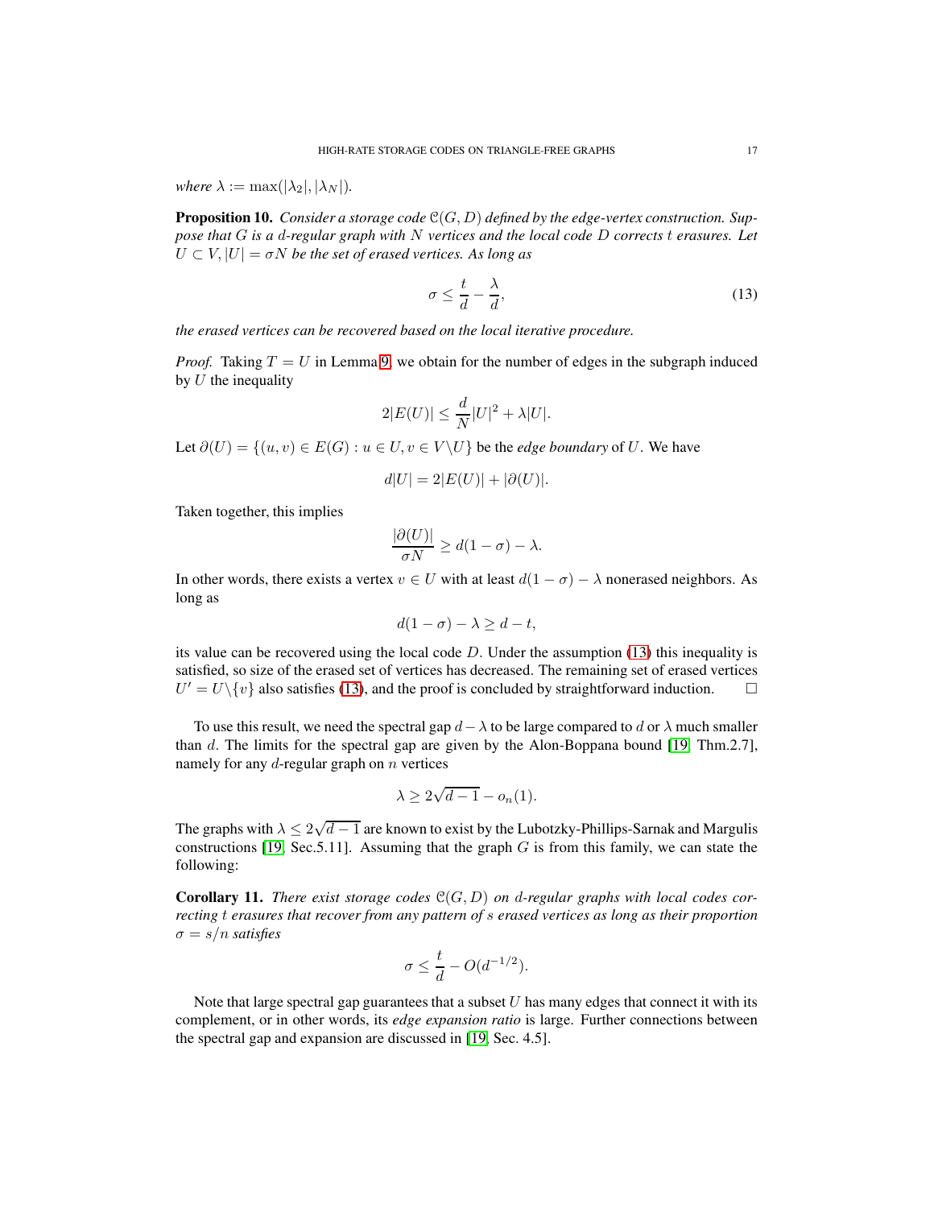*where* $\lambda := \max(|\lambda_2|, |\lambda_N|)$.

**Proposition 10.** *Consider a storage code* $\mathcal{C}(G, D)$ *defined by the edge-vertex construction. Suppose that* $G$ *is a* $d$*-regular graph with* $N$ *vertices and the local code* $D$ *corrects* $t$ *erasures. Let* $U \subset V, |U| = \sigma N$ *be the set of erased vertices. As long as*

$$\sigma \leq \frac{t}{d} - \frac{\lambda}{d}, \tag{13}$$

*the erased vertices can be recovered based on the local iterative procedure.*

*Proof.* Taking $T = U$ in Lemma 9, we obtain for the number of edges in the subgraph induced by $U$ the inequality

$$2|E(U)| \leq \frac{d}{N}|U|^2 + \lambda|U|.$$

Let $\partial(U) = \{(u, v) \in E(G) : u \in U, v \in V \backslash U\}$ be the *edge boundary* of $U$. We have

$$d|U| = 2|E(U)| + |\partial(U)|.$$

Taken together, this implies

$$\frac{|\partial(U)|}{\sigma N} \geq d(1 - \sigma) - \lambda.$$

In other words, there exists a vertex $v \in U$ with at least $d(1 - \sigma) - \lambda$ nonerased neighbors. As long as

$$d(1 - \sigma) - \lambda \geq d - t,$$

its value can be recovered using the local code $D$. Under the assumption (13) this inequality is satisfied, so size of the erased set of vertices has decreased. The remaining set of erased vertices $U' = U \backslash \{v\}$ also satisfies (13), and the proof is concluded by straightforward induction. $\square$

To use this result, we need the spectral gap $d - \lambda$ to be large compared to $d$ or $\lambda$ much smaller than $d$. The limits for the spectral gap are given by the Alon-Boppana bound [19, Thm.2.7], namely for any $d$-regular graph on $n$ vertices

$$\lambda \geq 2\sqrt{d-1} - o_n(1).$$

The graphs with $\lambda \leq 2\sqrt{d-1}$ are known to exist by the Lubotzky-Phillips-Sarnak and Margulis constructions [19, Sec.5.11]. Assuming that the graph $G$ is from this family, we can state the following:

**Corollary 11.** *There exist storage codes* $\mathcal{C}(G, D)$ *on* $d$*-regular graphs with local codes correcting* $t$ *erasures that recover from any pattern of* $s$ *erased vertices as long as their proportion* $\sigma = s/n$ *satisfies*

$$\sigma \leq \frac{t}{d} - O(d^{-1/2}).$$

Note that large spectral gap guarantees that a subset $U$ has many edges that connect it with its complement, or in other words, its *edge expansion ratio* is large. Further connections between the spectral gap and expansion are discussed in [19, Sec. 4.5].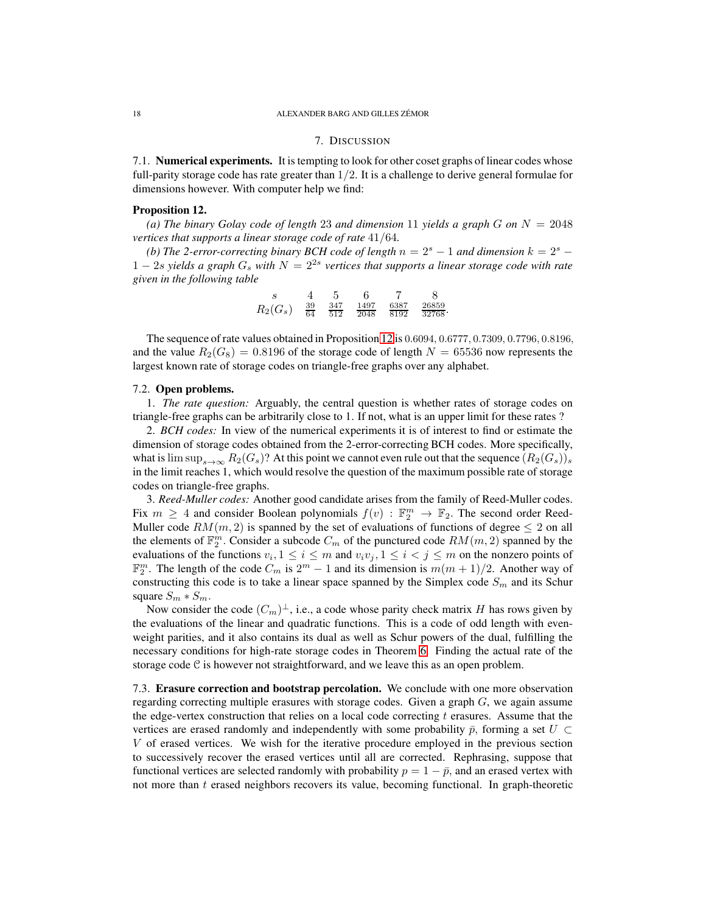## 7. Discussion

7.1. **Numerical experiments.** It is tempting to look for other coset graphs of linear codes whose full-parity storage code has rate greater than $1/2$. It is a challenge to derive general formulae for dimensions however. With computer help we find:

**Proposition 12.**

*(a) The binary Golay code of length* $23$ *and dimension* $11$ *yields a graph* $G$ *on* $N = 2048$ *vertices that supports a linear storage code of rate* $41/64$.

*(b) The 2-error-correcting binary BCH code of length* $n = 2^s - 1$ *and dimension* $k = 2^s - 1 - 2s$ *yields a graph* $G_s$ *with* $N = 2^{2s}$ *vertices that supports a linear storage code with rate given in the following table*

| $s$ | $4$ | $5$ | $6$ | $7$ | $8$ |
|---|---|---|---|---|---|
| $R_2(G_s)$ | $\frac{39}{64}$ | $\frac{347}{512}$ | $\frac{1497}{2048}$ | $\frac{6387}{8192}$ | $\frac{26859}{32768}$. |

The sequence of rate values obtained in Proposition 12 is $0.6094, 0.6777, 0.7309, 0.7796, 0.8196$, and the value $R_2(G_8) = 0.8196$ of the storage code of length $N = 65536$ now represents the largest known rate of storage codes on triangle-free graphs over any alphabet.

7.2. **Open problems.**

1. *The rate question:* Arguably, the central question is whether rates of storage codes on triangle-free graphs can be arbitrarily close to 1. If not, what is an upper limit for these rates ?

2. *BCH codes:* In view of the numerical experiments it is of interest to find or estimate the dimension of storage codes obtained from the 2-error-correcting BCH codes. More specifically, what is $\limsup_{s\to\infty} R_2(G_s)$? At this point we cannot even rule out that the sequence $(R_2(G_s))_s$ in the limit reaches 1, which would resolve the question of the maximum possible rate of storage codes on triangle-free graphs.

3. *Reed-Muller codes:* Another good candidate arises from the family of Reed-Muller codes. Fix $m \geq 4$ and consider Boolean polynomials $f(v) : \mathbb{F}_2^m \to \mathbb{F}_2$. The second order Reed-Muller code $RM(m, 2)$ is spanned by the set of evaluations of functions of degree $\leq 2$ on all the elements of $\mathbb{F}_2^m$. Consider a subcode $C_m$ of the punctured code $RM(m, 2)$ spanned by the evaluations of the functions $v_i, 1 \leq i \leq m$ and $v_iv_j, 1 \leq i < j \leq m$ on the nonzero points of $\mathbb{F}_2^m$. The length of the code $C_m$ is $2^m - 1$ and its dimension is $m(m+1)/2$. Another way of constructing this code is to take a linear space spanned by the Simplex code $S_m$ and its Schur square $S_m * S_m$.

Now consider the code $(C_m)^\perp$, i.e., a code whose parity check matrix $H$ has rows given by the evaluations of the linear and quadratic functions. This is a code of odd length with even-weight parities, and it also contains its dual as well as Schur powers of the dual, fulfilling the necessary conditions for high-rate storage codes in Theorem 6. Finding the actual rate of the storage code $\mathcal{C}$ is however not straightforward, and we leave this as an open problem.

7.3. **Erasure correction and bootstrap percolation.** We conclude with one more observation regarding correcting multiple erasures with storage codes. Given a graph $G$, we again assume the edge-vertex construction that relies on a local code correcting $t$ erasures. Assume that the vertices are erased randomly and independently with some probability $\bar{p}$, forming a set $U \subset V$ of erased vertices. We wish for the iterative procedure employed in the previous section to successively recover the erased vertices until all are corrected. Rephrasing, suppose that functional vertices are selected randomly with probability $p = 1 - \bar{p}$, and an erased vertex with not more than $t$ erased neighbors recovers its value, becoming functional. In graph-theoretic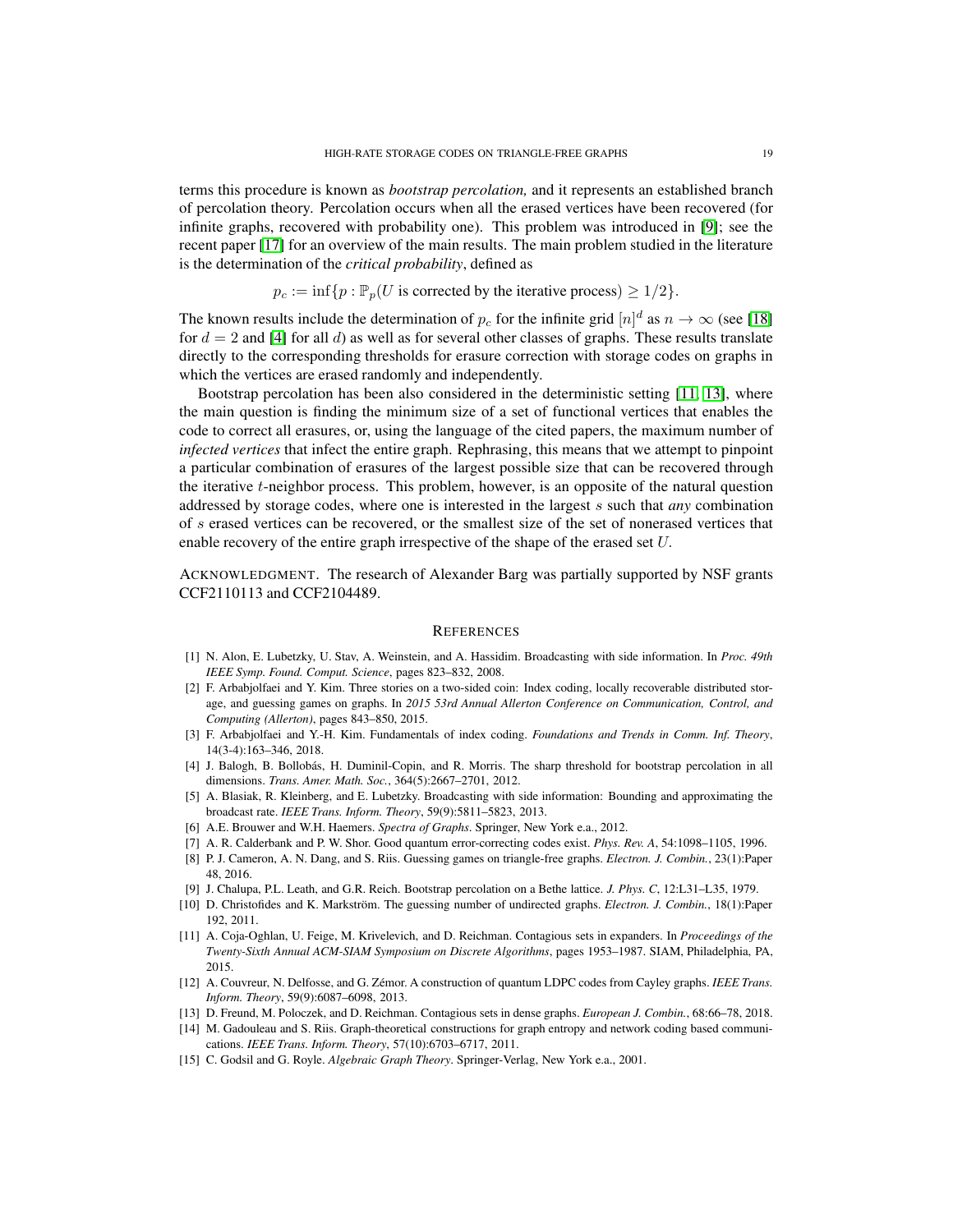terms this procedure is known as *bootstrap percolation,* and it represents an established branch of percolation theory. Percolation occurs when all the erased vertices have been recovered (for infinite graphs, recovered with probability one). This problem was introduced in [9]; see the recent paper [17] for an overview of the main results. The main problem studied in the literature is the determination of the *critical probability*, defined as

$$p_c := \inf\{p : \mathbb{P}_p(U \text{ is corrected by the iterative process}) \geq 1/2\}.$$

The known results include the determination of $p_c$ for the infinite grid $[n]^d$ as $n \to \infty$ (see [18] for $d = 2$ and [4] for all $d$) as well as for several other classes of graphs. These results translate directly to the corresponding thresholds for erasure correction with storage codes on graphs in which the vertices are erased randomly and independently.

Bootstrap percolation has been also considered in the deterministic setting [11, 13], where the main question is finding the minimum size of a set of functional vertices that enables the code to correct all erasures, or, using the language of the cited papers, the maximum number of *infected vertices* that infect the entire graph. Rephrasing, this means that we attempt to pinpoint a particular combination of erasures of the largest possible size that can be recovered through the iterative $t$-neighbor process. This problem, however, is an opposite of the natural question addressed by storage codes, where one is interested in the largest $s$ such that *any* combination of $s$ erased vertices can be recovered, or the smallest size of the set of nonerased vertices that enable recovery of the entire graph irrespective of the shape of the erased set $U$.

ACKNOWLEDGMENT. The research of Alexander Barg was partially supported by NSF grants CCF2110113 and CCF2104489.

## REFERENCES

[1] N. Alon, E. Lubetzky, U. Stav, A. Weinstein, and A. Hassidim. Broadcasting with side information. In *Proc. 49th IEEE Symp. Found. Comput. Science*, pages 823–832, 2008.

[2] F. Arbabjolfaei and Y. Kim. Three stories on a two-sided coin: Index coding, locally recoverable distributed storage, and guessing games on graphs. In *2015 53rd Annual Allerton Conference on Communication, Control, and Computing (Allerton)*, pages 843–850, 2015.

[3] F. Arbabjolfaei and Y.-H. Kim. Fundamentals of index coding. *Foundations and Trends in Comm. Inf. Theory*, 14(3-4):163–346, 2018.

[4] J. Balogh, B. Bollobás, H. Duminil-Copin, and R. Morris. The sharp threshold for bootstrap percolation in all dimensions. *Trans. Amer. Math. Soc.*, 364(5):2667–2701, 2012.

[5] A. Blasiak, R. Kleinberg, and E. Lubetzky. Broadcasting with side information: Bounding and approximating the broadcast rate. *IEEE Trans. Inform. Theory*, 59(9):5811–5823, 2013.

[6] A.E. Brouwer and W.H. Haemers. *Spectra of Graphs*. Springer, New York e.a., 2012.

[7] A. R. Calderbank and P. W. Shor. Good quantum error-correcting codes exist. *Phys. Rev. A*, 54:1098–1105, 1996.

[8] P. J. Cameron, A. N. Dang, and S. Riis. Guessing games on triangle-free graphs. *Electron. J. Combin.*, 23(1):Paper 48, 2016.

[9] J. Chalupa, P.L. Leath, and G.R. Reich. Bootstrap percolation on a Bethe lattice. *J. Phys. C*, 12:L31–L35, 1979.

[10] D. Christofides and K. Markström. The guessing number of undirected graphs. *Electron. J. Combin.*, 18(1):Paper 192, 2011.

[11] A. Coja-Oghlan, U. Feige, M. Krivelevich, and D. Reichman. Contagious sets in expanders. In *Proceedings of the Twenty-Sixth Annual ACM-SIAM Symposium on Discrete Algorithms*, pages 1953–1987. SIAM, Philadelphia, PA, 2015.

[12] A. Couvreur, N. Delfosse, and G. Zémor. A construction of quantum LDPC codes from Cayley graphs. *IEEE Trans. Inform. Theory*, 59(9):6087–6098, 2013.

[13] D. Freund, M. Poloczek, and D. Reichman. Contagious sets in dense graphs. *European J. Combin.*, 68:66–78, 2018.

[14] M. Gadouleau and S. Riis. Graph-theoretical constructions for graph entropy and network coding based communications. *IEEE Trans. Inform. Theory*, 57(10):6703–6717, 2011.

[15] C. Godsil and G. Royle. *Algebraic Graph Theory*. Springer-Verlag, New York e.a., 2001.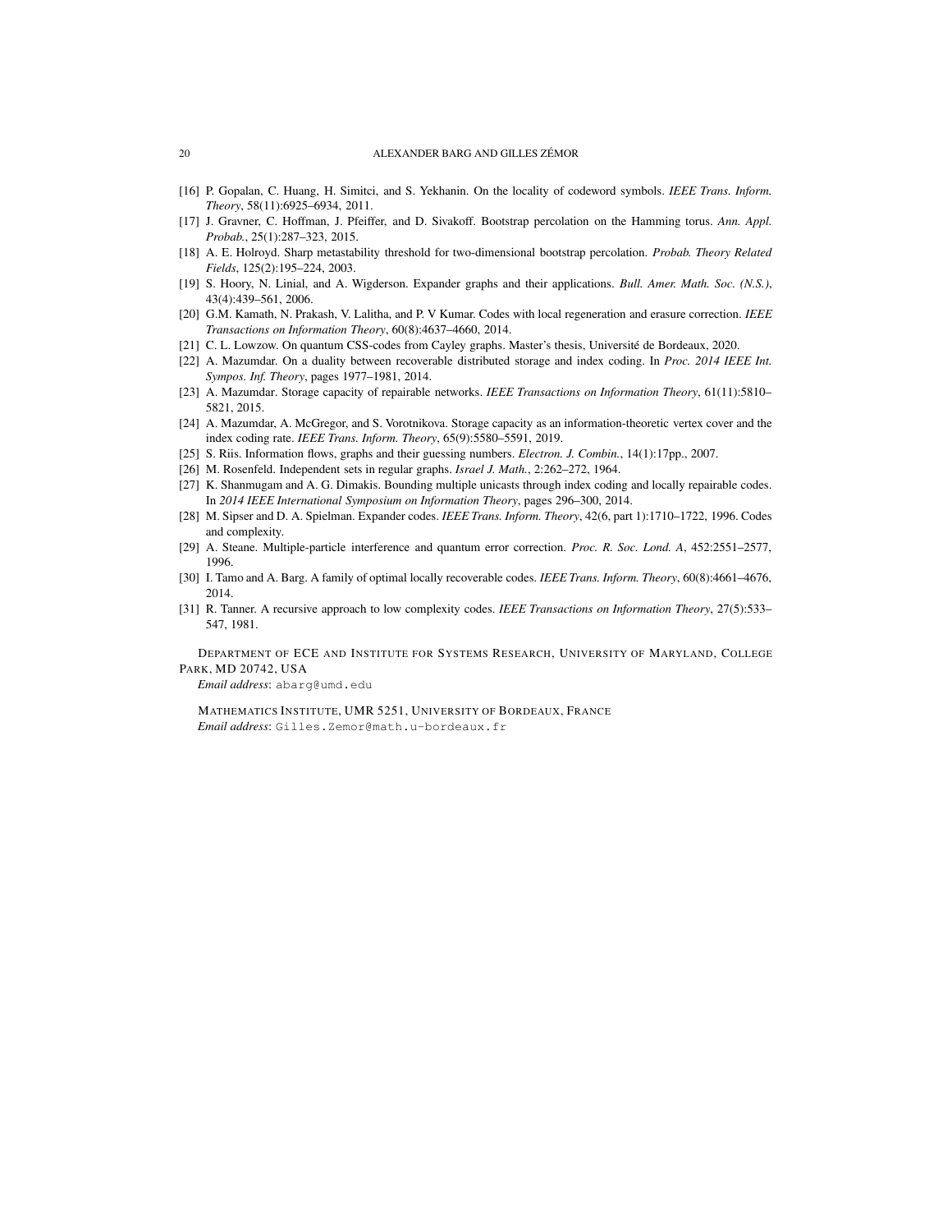[16] P. Gopalan, C. Huang, H. Simitci, and S. Yekhanin. On the locality of codeword symbols. *IEEE Trans. Inform. Theory*, 58(11):6925–6934, 2011.

[17] J. Gravner, C. Hoffman, J. Pfeiffer, and D. Sivakoff. Bootstrap percolation on the Hamming torus. *Ann. Appl. Probab.*, 25(1):287–323, 2015.

[18] A. E. Holroyd. Sharp metastability threshold for two-dimensional bootstrap percolation. *Probab. Theory Related Fields*, 125(2):195–224, 2003.

[19] S. Hoory, N. Linial, and A. Wigderson. Expander graphs and their applications. *Bull. Amer. Math. Soc. (N.S.)*, 43(4):439–561, 2006.

[20] G.M. Kamath, N. Prakash, V. Lalitha, and P. V Kumar. Codes with local regeneration and erasure correction. *IEEE Transactions on Information Theory*, 60(8):4637–4660, 2014.

[21] C. L. Lowzow. On quantum CSS-codes from Cayley graphs. Master's thesis, Université de Bordeaux, 2020.

[22] A. Mazumdar. On a duality between recoverable distributed storage and index coding. In *Proc. 2014 IEEE Int. Sympos. Inf. Theory*, pages 1977–1981, 2014.

[23] A. Mazumdar. Storage capacity of repairable networks. *IEEE Transactions on Information Theory*, 61(11):5810–5821, 2015.

[24] A. Mazumdar, A. McGregor, and S. Vorotnikova. Storage capacity as an information-theoretic vertex cover and the index coding rate. *IEEE Trans. Inform. Theory*, 65(9):5580–5591, 2019.

[25] S. Riis. Information flows, graphs and their guessing numbers. *Electron. J. Combin.*, 14(1):17pp., 2007.

[26] M. Rosenfeld. Independent sets in regular graphs. *Israel J. Math.*, 2:262–272, 1964.

[27] K. Shanmugam and A. G. Dimakis. Bounding multiple unicasts through index coding and locally repairable codes. In *2014 IEEE International Symposium on Information Theory*, pages 296–300, 2014.

[28] M. Sipser and D. A. Spielman. Expander codes. *IEEE Trans. Inform. Theory*, 42(6, part 1):1710–1722, 1996. Codes and complexity.

[29] A. Steane. Multiple-particle interference and quantum error correction. *Proc. R. Soc. Lond. A*, 452:2551–2577, 1996.

[30] I. Tamo and A. Barg. A family of optimal locally recoverable codes. *IEEE Trans. Inform. Theory*, 60(8):4661–4676, 2014.

[31] R. Tanner. A recursive approach to low complexity codes. *IEEE Transactions on Information Theory*, 27(5):533–547, 1981.

DEPARTMENT OF ECE AND INSTITUTE FOR SYSTEMS RESEARCH, UNIVERSITY OF MARYLAND, COLLEGE PARK, MD 20742, USA

*Email address*: abarg@umd.edu

MATHEMATICS INSTITUTE, UMR 5251, UNIVERSITY OF BORDEAUX, FRANCE

*Email address*: Gilles.Zemor@math.u-bordeaux.fr